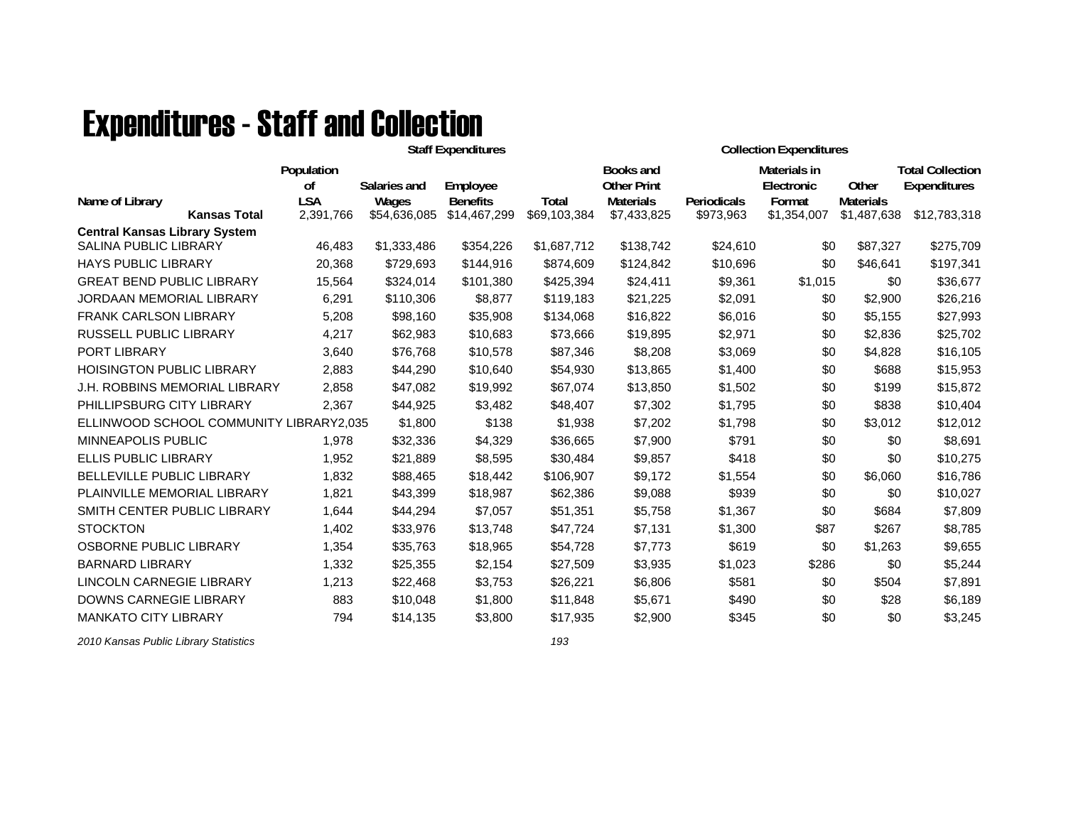# Expenditures - Staff and Collection

| Name of Library | Population of LSA | Staff Expenditures | | | Collection Expenditures | | | | |
|---|---|---|---|---|---|---|---|---|---|
| | | Salaries and Wages | Employee Benefits | Total | Books and Other Print Materials | Periodicals | Materials in Electronic Format | Other Materials | Total Collection Expenditures |
| **Kansas Total** | 2,391,766 | $54,636,085 | $14,467,299 | $69,103,384 | $7,433,825 | $973,963 | $1,354,007 | $1,487,638 | $12,783,318 |
| **Central Kansas Library System** | | | | | | | | | |
| SALINA PUBLIC LIBRARY | 46,483 | $1,333,486 | $354,226 | $1,687,712 | $138,742 | $24,610 | $0 | $87,327 | $275,709 |
| HAYS PUBLIC LIBRARY | 20,368 | $729,693 | $144,916 | $874,609 | $124,842 | $10,696 | $0 | $46,641 | $197,341 |
| GREAT BEND PUBLIC LIBRARY | 15,564 | $324,014 | $101,380 | $425,394 | $24,411 | $9,361 | $1,015 | $0 | $36,677 |
| JORDAAN MEMORIAL LIBRARY | 6,291 | $110,306 | $8,877 | $119,183 | $21,225 | $2,091 | $0 | $2,900 | $26,216 |
| FRANK CARLSON LIBRARY | 5,208 | $98,160 | $35,908 | $134,068 | $16,822 | $6,016 | $0 | $5,155 | $27,993 |
| RUSSELL PUBLIC LIBRARY | 4,217 | $62,983 | $10,683 | $73,666 | $19,895 | $2,971 | $0 | $2,836 | $25,702 |
| PORT LIBRARY | 3,640 | $76,768 | $10,578 | $87,346 | $8,208 | $3,069 | $0 | $4,828 | $16,105 |
| HOISINGTON PUBLIC LIBRARY | 2,883 | $44,290 | $10,640 | $54,930 | $13,865 | $1,400 | $0 | $688 | $15,953 |
| J.H. ROBBINS MEMORIAL LIBRARY | 2,858 | $47,082 | $19,992 | $67,074 | $13,850 | $1,502 | $0 | $199 | $15,872 |
| PHILLIPSBURG CITY LIBRARY | 2,367 | $44,925 | $3,482 | $48,407 | $7,302 | $1,795 | $0 | $838 | $10,404 |
| ELLINWOOD SCHOOL COMMUNITY LIBRARY | 2,035 | $1,800 | $138 | $1,938 | $7,202 | $1,798 | $0 | $3,012 | $12,012 |
| MINNEAPOLIS PUBLIC | 1,978 | $32,336 | $4,329 | $36,665 | $7,900 | $791 | $0 | $0 | $8,691 |
| ELLIS PUBLIC LIBRARY | 1,952 | $21,889 | $8,595 | $30,484 | $9,857 | $418 | $0 | $0 | $10,275 |
| BELLEVILLE PUBLIC LIBRARY | 1,832 | $88,465 | $18,442 | $106,907 | $9,172 | $1,554 | $0 | $6,060 | $16,786 |
| PLAINVILLE MEMORIAL LIBRARY | 1,821 | $43,399 | $18,987 | $62,386 | $9,088 | $939 | $0 | $0 | $10,027 |
| SMITH CENTER PUBLIC LIBRARY | 1,644 | $44,294 | $7,057 | $51,351 | $5,758 | $1,367 | $0 | $684 | $7,809 |
| STOCKTON | 1,402 | $33,976 | $13,748 | $47,724 | $7,131 | $1,300 | $87 | $267 | $8,785 |
| OSBORNE PUBLIC LIBRARY | 1,354 | $35,763 | $18,965 | $54,728 | $7,773 | $619 | $0 | $1,263 | $9,655 |
| BARNARD LIBRARY | 1,332 | $25,355 | $2,154 | $27,509 | $3,935 | $1,023 | $286 | $0 | $5,244 |
| LINCOLN CARNEGIE LIBRARY | 1,213 | $22,468 | $3,753 | $26,221 | $6,806 | $581 | $0 | $504 | $7,891 |
| DOWNS CARNEGIE LIBRARY | 883 | $10,048 | $1,800 | $11,848 | $5,671 | $490 | $0 | $28 | $6,189 |
| MANKATO CITY LIBRARY | 794 | $14,135 | $3,800 | $17,935 | $2,900 | $345 | $0 | $0 | $3,245 |

*2010 Kansas Public Library Statistics*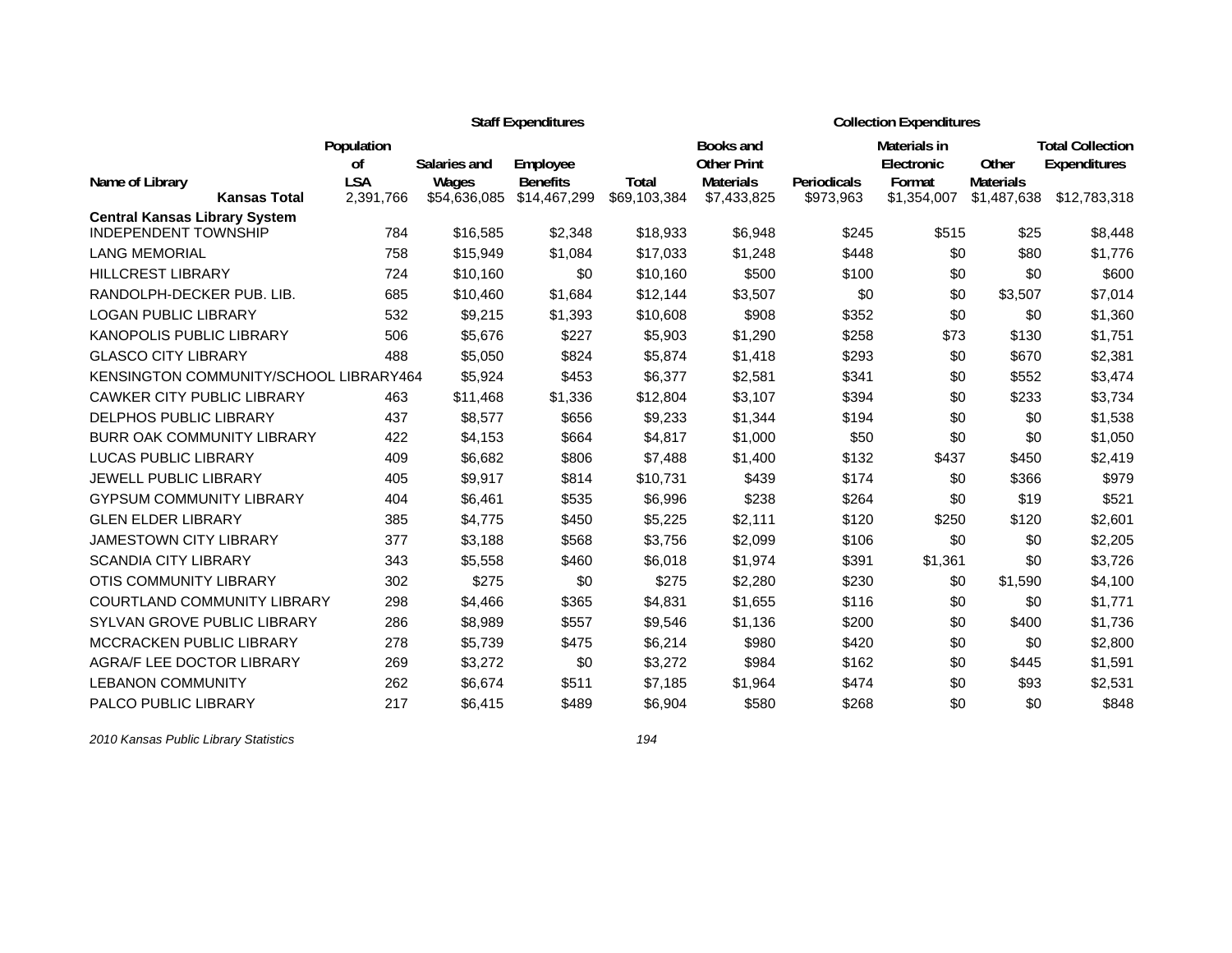| Name of Library | Population of LSA | Staff Expenditures: Salaries and Wages | Staff Expenditures: Employee Benefits | Staff Expenditures: Total | Collection Expenditures: Books and Other Print Materials | Collection Expenditures: Periodicals | Collection Expenditures: Materials in Electronic Format | Collection Expenditures: Other Materials | Total Collection Expenditures |
|---|---|---|---|---|---|---|---|---|---|
| **Kansas Total** | 2,391,766 | $54,636,085 | $14,467,299 | $69,103,384 | $7,433,825 | $973,963 | $1,354,007 | $1,487,638 | $12,783,318 |
| **Central Kansas Library System** | | | | | | | | | |
| INDEPENDENT TOWNSHIP | 784 | $16,585 | $2,348 | $18,933 | $6,948 | $245 | $515 | $25 | $8,448 |
| LANG MEMORIAL | 758 | $15,949 | $1,084 | $17,033 | $1,248 | $448 | $0 | $80 | $1,776 |
| HILLCREST LIBRARY | 724 | $10,160 | $0 | $10,160 | $500 | $100 | $0 | $0 | $600 |
| RANDOLPH-DECKER PUB. LIB. | 685 | $10,460 | $1,684 | $12,144 | $3,507 | $0 | $0 | $3,507 | $7,014 |
| LOGAN PUBLIC LIBRARY | 532 | $9,215 | $1,393 | $10,608 | $908 | $352 | $0 | $0 | $1,360 |
| KANOPOLIS PUBLIC LIBRARY | 506 | $5,676 | $227 | $5,903 | $1,290 | $258 | $73 | $130 | $1,751 |
| GLASCO CITY LIBRARY | 488 | $5,050 | $824 | $5,874 | $1,418 | $293 | $0 | $670 | $2,381 |
| KENSINGTON COMMUNITY/SCHOOL LIBRARY | 464 | $5,924 | $453 | $6,377 | $2,581 | $341 | $0 | $552 | $3,474 |
| CAWKER CITY PUBLIC LIBRARY | 463 | $11,468 | $1,336 | $12,804 | $3,107 | $394 | $0 | $233 | $3,734 |
| DELPHOS PUBLIC LIBRARY | 437 | $8,577 | $656 | $9,233 | $1,344 | $194 | $0 | $0 | $1,538 |
| BURR OAK COMMUNITY LIBRARY | 422 | $4,153 | $664 | $4,817 | $1,000 | $50 | $0 | $0 | $1,050 |
| LUCAS PUBLIC LIBRARY | 409 | $6,682 | $806 | $7,488 | $1,400 | $132 | $437 | $450 | $2,419 |
| JEWELL PUBLIC LIBRARY | 405 | $9,917 | $814 | $10,731 | $439 | $174 | $0 | $366 | $979 |
| GYPSUM COMMUNITY LIBRARY | 404 | $6,461 | $535 | $6,996 | $238 | $264 | $0 | $19 | $521 |
| GLEN ELDER LIBRARY | 385 | $4,775 | $450 | $5,225 | $2,111 | $120 | $250 | $120 | $2,601 |
| JAMESTOWN CITY LIBRARY | 377 | $3,188 | $568 | $3,756 | $2,099 | $106 | $0 | $0 | $2,205 |
| SCANDIA CITY LIBRARY | 343 | $5,558 | $460 | $6,018 | $1,974 | $391 | $1,361 | $0 | $3,726 |
| OTIS COMMUNITY LIBRARY | 302 | $275 | $0 | $275 | $2,280 | $230 | $0 | $1,590 | $4,100 |
| COURTLAND COMMUNITY LIBRARY | 298 | $4,466 | $365 | $4,831 | $1,655 | $116 | $0 | $0 | $1,771 |
| SYLVAN GROVE PUBLIC LIBRARY | 286 | $8,989 | $557 | $9,546 | $1,136 | $200 | $0 | $400 | $1,736 |
| MCCRACKEN PUBLIC LIBRARY | 278 | $5,739 | $475 | $6,214 | $980 | $420 | $0 | $0 | $2,800 |
| AGRA/F LEE DOCTOR LIBRARY | 269 | $3,272 | $0 | $3,272 | $984 | $162 | $0 | $445 | $1,591 |
| LEBANON COMMUNITY | 262 | $6,674 | $511 | $7,185 | $1,964 | $474 | $0 | $93 | $2,531 |
| PALCO PUBLIC LIBRARY | 217 | $6,415 | $489 | $6,904 | $580 | $268 | $0 | $0 | $848 |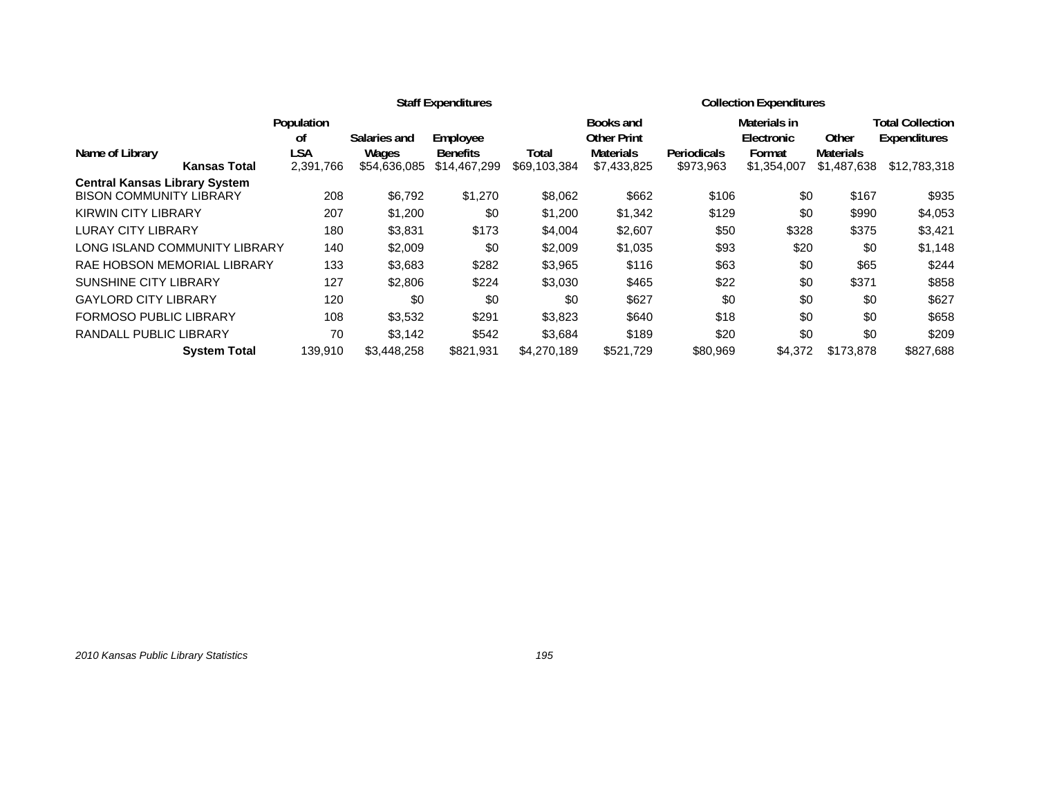| Name of Library | Population of LSA | Staff Expenditures | | | Collection Expenditures | | | | |
|---|---|---|---|---|---|---|---|---|---|
| | | Salaries and Wages | Employee Benefits | Total | Books and Other Print Materials | Periodicals | Materials in Electronic Format | Other Materials | Total Collection Expenditures |
| **Kansas Total** | 2,391,766 | $54,636,085 | $14,467,299 | $69,103,384 | $7,433,825 | $973,963 | $1,354,007 | $1,487,638 | $12,783,318 |
| **Central Kansas Library System** | | | | | | | | | |
| BISON COMMUNITY LIBRARY | 208 | $6,792 | $1,270 | $8,062 | $662 | $106 | $0 | $167 | $935 |
| KIRWIN CITY LIBRARY | 207 | $1,200 | $0 | $1,200 | $1,342 | $129 | $0 | $990 | $4,053 |
| LURAY CITY LIBRARY | 180 | $3,831 | $173 | $4,004 | $2,607 | $50 | $328 | $375 | $3,421 |
| LONG ISLAND COMMUNITY LIBRARY | 140 | $2,009 | $0 | $2,009 | $1,035 | $93 | $20 | $0 | $1,148 |
| RAE HOBSON MEMORIAL LIBRARY | 133 | $3,683 | $282 | $3,965 | $116 | $63 | $0 | $65 | $244 |
| SUNSHINE CITY LIBRARY | 127 | $2,806 | $224 | $3,030 | $465 | $22 | $0 | $371 | $858 |
| GAYLORD CITY LIBRARY | 120 | $0 | $0 | $0 | $627 | $0 | $0 | $0 | $627 |
| FORMOSO PUBLIC LIBRARY | 108 | $3,532 | $291 | $3,823 | $640 | $18 | $0 | $0 | $658 |
| RANDALL PUBLIC LIBRARY | 70 | $3,142 | $542 | $3,684 | $189 | $20 | $0 | $0 | $209 |
| **System Total** | 139,910 | $3,448,258 | $821,931 | $4,270,189 | $521,729 | $80,969 | $4,372 | $173,878 | $827,688 |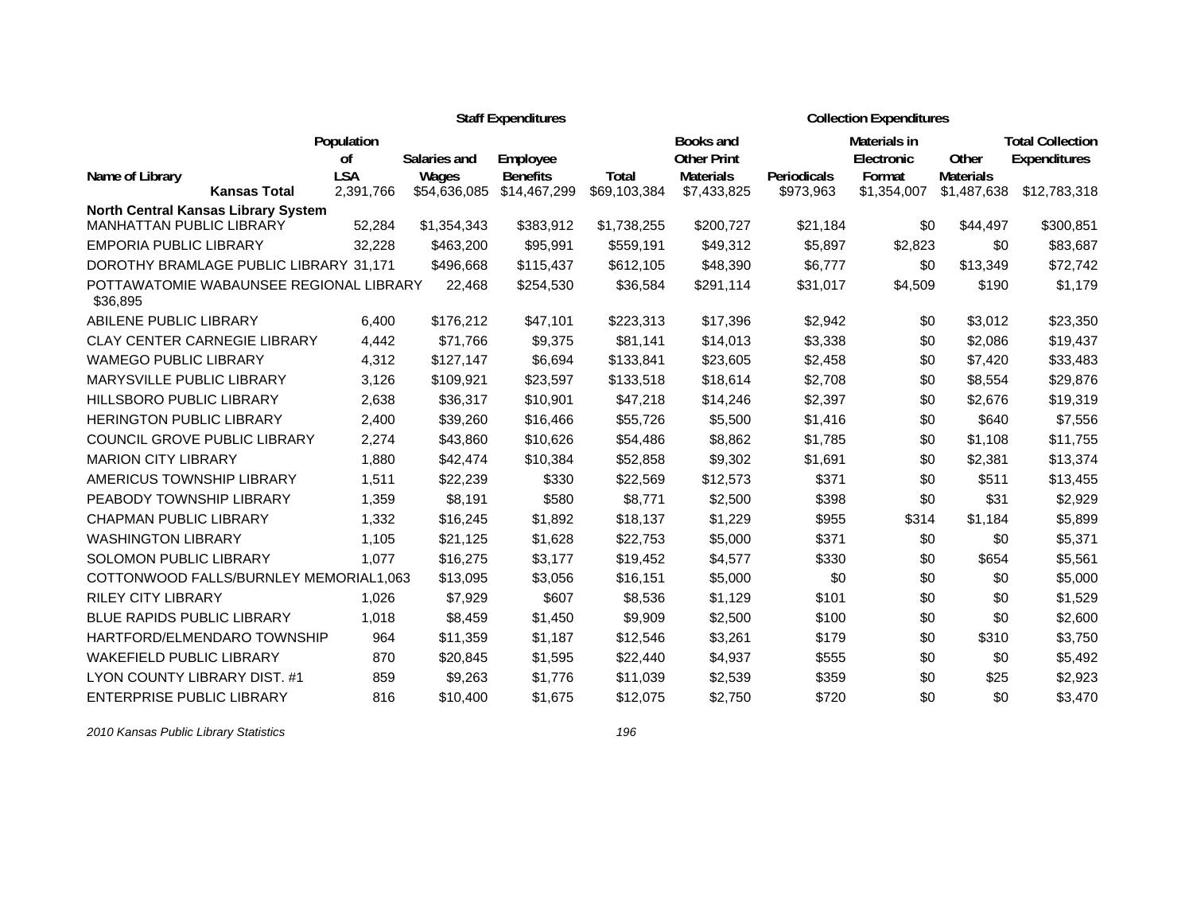| Name of Library | Population of LSA | Staff Expenditures | | | Collection Expenditures | | | | Total Collection Expenditures |
|---|---|---|---|---|---|---|---|---|---|
| | | Salaries and Wages | Employee Benefits | Total | Books and Other Print Materials | Periodicals | Materials in Electronic Format | Other Materials | |
| **Kansas Total** | 2,391,766 | $54,636,085 | $14,467,299 | $69,103,384 | $7,433,825 | $973,963 | $1,354,007 | $1,487,638 | $12,783,318 |
| **North Central Kansas Library System** | | | | | | | | | |
| MANHATTAN PUBLIC LIBRARY | 52,284 | $1,354,343 | $383,912 | $1,738,255 | $200,727 | $21,184 | $0 | $44,497 | $300,851 |
| EMPORIA PUBLIC LIBRARY | 32,228 | $463,200 | $95,991 | $559,191 | $49,312 | $5,897 | $2,823 | $0 | $83,687 |
| DOROTHY BRAMLAGE PUBLIC LIBRARY | 31,171 | $496,668 | $115,437 | $612,105 | $48,390 | $6,777 | $0 | $13,349 | $72,742 |
| POTTAWATOMIE WABAUNSEE REGIONAL LIBRARY | 22,468 | $254,530 | $36,584 | $291,114 | $31,017 | $4,509 | $190 | $1,179 | $36,895 |
| ABILENE PUBLIC LIBRARY | 6,400 | $176,212 | $47,101 | $223,313 | $17,396 | $2,942 | $0 | $3,012 | $23,350 |
| CLAY CENTER CARNEGIE LIBRARY | 4,442 | $71,766 | $9,375 | $81,141 | $14,013 | $3,338 | $0 | $2,086 | $19,437 |
| WAMEGO PUBLIC LIBRARY | 4,312 | $127,147 | $6,694 | $133,841 | $23,605 | $2,458 | $0 | $7,420 | $33,483 |
| MARYSVILLE PUBLIC LIBRARY | 3,126 | $109,921 | $23,597 | $133,518 | $18,614 | $2,708 | $0 | $8,554 | $29,876 |
| HILLSBORO PUBLIC LIBRARY | 2,638 | $36,317 | $10,901 | $47,218 | $14,246 | $2,397 | $0 | $2,676 | $19,319 |
| HERINGTON PUBLIC LIBRARY | 2,400 | $39,260 | $16,466 | $55,726 | $5,500 | $1,416 | $0 | $640 | $7,556 |
| COUNCIL GROVE PUBLIC LIBRARY | 2,274 | $43,860 | $10,626 | $54,486 | $8,862 | $1,785 | $0 | $1,108 | $11,755 |
| MARION CITY LIBRARY | 1,880 | $42,474 | $10,384 | $52,858 | $9,302 | $1,691 | $0 | $2,381 | $13,374 |
| AMERICUS TOWNSHIP LIBRARY | 1,511 | $22,239 | $330 | $22,569 | $12,573 | $371 | $0 | $511 | $13,455 |
| PEABODY TOWNSHIP LIBRARY | 1,359 | $8,191 | $580 | $8,771 | $2,500 | $398 | $0 | $31 | $2,929 |
| CHAPMAN PUBLIC LIBRARY | 1,332 | $16,245 | $1,892 | $18,137 | $1,229 | $955 | $314 | $1,184 | $5,899 |
| WASHINGTON LIBRARY | 1,105 | $21,125 | $1,628 | $22,753 | $5,000 | $371 | $0 | $0 | $5,371 |
| SOLOMON PUBLIC LIBRARY | 1,077 | $16,275 | $3,177 | $19,452 | $4,577 | $330 | $0 | $654 | $5,561 |
| COTTONWOOD FALLS/BURNLEY MEMORIAL | 1,063 | $13,095 | $3,056 | $16,151 | $5,000 | $0 | $0 | $0 | $5,000 |
| RILEY CITY LIBRARY | 1,026 | $7,929 | $607 | $8,536 | $1,129 | $101 | $0 | $0 | $1,529 |
| BLUE RAPIDS PUBLIC LIBRARY | 1,018 | $8,459 | $1,450 | $9,909 | $2,500 | $100 | $0 | $0 | $2,600 |
| HARTFORD/ELMENDARO TOWNSHIP | 964 | $11,359 | $1,187 | $12,546 | $3,261 | $179 | $0 | $310 | $3,750 |
| WAKEFIELD PUBLIC LIBRARY | 870 | $20,845 | $1,595 | $22,440 | $4,937 | $555 | $0 | $0 | $5,492 |
| LYON COUNTY LIBRARY DIST. #1 | 859 | $9,263 | $1,776 | $11,039 | $2,539 | $359 | $0 | $25 | $2,923 |
| ENTERPRISE PUBLIC LIBRARY | 816 | $10,400 | $1,675 | $12,075 | $2,750 | $720 | $0 | $0 | $3,470 |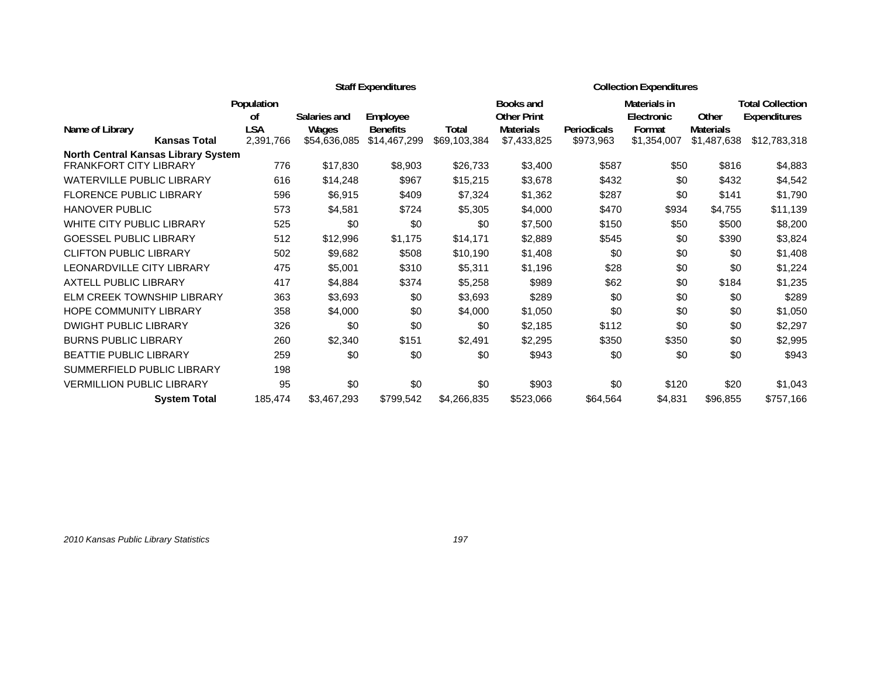| | | Staff Expenditures | | | Collection Expenditures | | | | |
|---|---|---|---|---|---|---|---|---|---|
| Name of Library | Population of LSA | Salaries and Wages | Employee Benefits | Total | Books and Other Print Materials | Periodicals | Materials in Electronic Format | Other Materials | Total Collection Expenditures |
| **Kansas Total** | 2,391,766 | $54,636,085 | $14,467,299 | $69,103,384 | $7,433,825 | $973,963 | $1,354,007 | $1,487,638 | $12,783,318 |
| **North Central Kansas Library System** | | | | | | | | | |
| FRANKFORT CITY LIBRARY | 776 | $17,830 | $8,903 | $26,733 | $3,400 | $587 | $50 | $816 | $4,883 |
| WATERVILLE PUBLIC LIBRARY | 616 | $14,248 | $967 | $15,215 | $3,678 | $432 | $0 | $432 | $4,542 |
| FLORENCE PUBLIC LIBRARY | 596 | $6,915 | $409 | $7,324 | $1,362 | $287 | $0 | $141 | $1,790 |
| HANOVER PUBLIC | 573 | $4,581 | $724 | $5,305 | $4,000 | $470 | $934 | $4,755 | $11,139 |
| WHITE CITY PUBLIC LIBRARY | 525 | $0 | $0 | $0 | $7,500 | $150 | $50 | $500 | $8,200 |
| GOESSEL PUBLIC LIBRARY | 512 | $12,996 | $1,175 | $14,171 | $2,889 | $545 | $0 | $390 | $3,824 |
| CLIFTON PUBLIC LIBRARY | 502 | $9,682 | $508 | $10,190 | $1,408 | $0 | $0 | $0 | $1,408 |
| LEONARDVILLE CITY LIBRARY | 475 | $5,001 | $310 | $5,311 | $1,196 | $28 | $0 | $0 | $1,224 |
| AXTELL PUBLIC LIBRARY | 417 | $4,884 | $374 | $5,258 | $989 | $62 | $0 | $184 | $1,235 |
| ELM CREEK TOWNSHIP LIBRARY | 363 | $3,693 | $0 | $3,693 | $289 | $0 | $0 | $0 | $289 |
| HOPE COMMUNITY LIBRARY | 358 | $4,000 | $0 | $4,000 | $1,050 | $0 | $0 | $0 | $1,050 |
| DWIGHT PUBLIC LIBRARY | 326 | $0 | $0 | $0 | $2,185 | $112 | $0 | $0 | $2,297 |
| BURNS PUBLIC LIBRARY | 260 | $2,340 | $151 | $2,491 | $2,295 | $350 | $350 | $0 | $2,995 |
| BEATTIE PUBLIC LIBRARY | 259 | $0 | $0 | $0 | $943 | $0 | $0 | $0 | $943 |
| SUMMERFIELD PUBLIC LIBRARY | 198 | | | | | | | | |
| VERMILLION PUBLIC LIBRARY | 95 | $0 | $0 | $0 | $903 | $0 | $120 | $20 | $1,043 |
| **System Total** | 185,474 | $3,467,293 | $799,542 | $4,266,835 | $523,066 | $64,564 | $4,831 | $96,855 | $757,166 |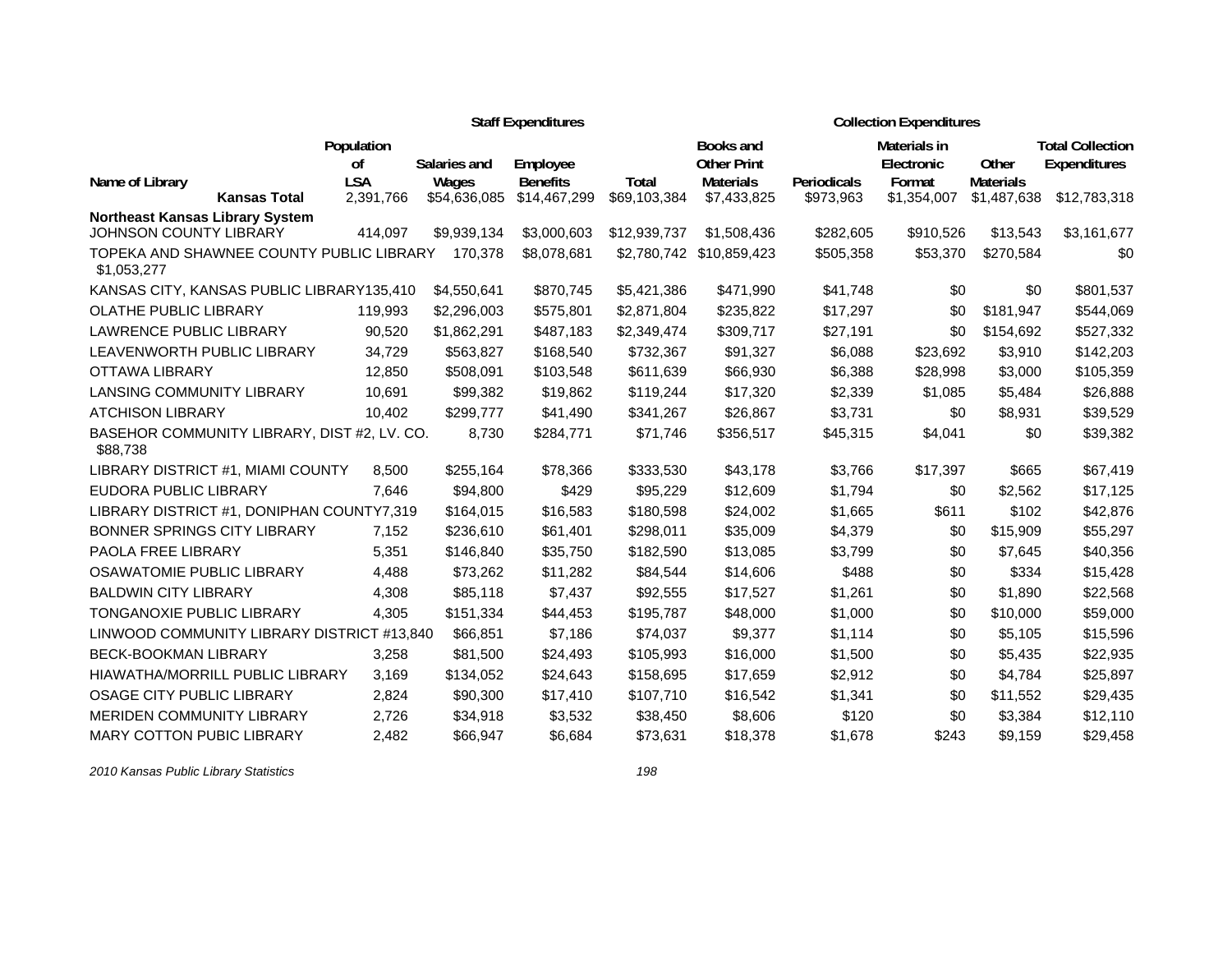| Name of Library | Population of LSA | Staff Expenditures | | | Collection Expenditures | | | | |
|---|---|---|---|---|---|---|---|---|---|
| | | Salaries and Wages | Employee Benefits | Total | Books and Other Print Materials | Periodicals | Materials in Electronic Format | Other Materials | Total Collection Expenditures |
| **Kansas Total** | 2,391,766 | $54,636,085 | $14,467,299 | $69,103,384 | $7,433,825 | $973,963 | $1,354,007 | $1,487,638 | $12,783,318 |
| **Northeast Kansas Library System** | | | | | | | | | |
| JOHNSON COUNTY LIBRARY | 414,097 | $9,939,134 | $3,000,603 | $12,939,737 | $1,508,436 | $282,605 | $910,526 | $13,543 | $3,161,677 |
| TOPEKA AND SHAWNEE COUNTY PUBLIC LIBRARY | 170,378 | $8,078,681 | $2,780,742 | $10,859,423 | $505,358 | $53,370 | $270,584 | $0 | $1,053,277 |
| KANSAS CITY, KANSAS PUBLIC LIBRARY | 135,410 | $4,550,641 | $870,745 | $5,421,386 | $471,990 | $41,748 | $0 | $0 | $801,537 |
| OLATHE PUBLIC LIBRARY | 119,993 | $2,296,003 | $575,801 | $2,871,804 | $235,822 | $17,297 | $0 | $181,947 | $544,069 |
| LAWRENCE PUBLIC LIBRARY | 90,520 | $1,862,291 | $487,183 | $2,349,474 | $309,717 | $27,191 | $0 | $154,692 | $527,332 |
| LEAVENWORTH PUBLIC LIBRARY | 34,729 | $563,827 | $168,540 | $732,367 | $91,327 | $6,088 | $23,692 | $3,910 | $142,203 |
| OTTAWA LIBRARY | 12,850 | $508,091 | $103,548 | $611,639 | $66,930 | $6,388 | $28,998 | $3,000 | $105,359 |
| LANSING COMMUNITY LIBRARY | 10,691 | $99,382 | $19,862 | $119,244 | $17,320 | $2,339 | $1,085 | $5,484 | $26,888 |
| ATCHISON LIBRARY | 10,402 | $299,777 | $41,490 | $341,267 | $26,867 | $3,731 | $0 | $8,931 | $39,529 |
| BASEHOR COMMUNITY LIBRARY, DIST #2, LV. CO. | 8,730 | $284,771 | $71,746 | $356,517 | $45,315 | $4,041 | $0 | $39,382 | $88,738 |
| LIBRARY DISTRICT #1, MIAMI COUNTY | 8,500 | $255,164 | $78,366 | $333,530 | $43,178 | $3,766 | $17,397 | $665 | $67,419 |
| EUDORA PUBLIC LIBRARY | 7,646 | $94,800 | $429 | $95,229 | $12,609 | $1,794 | $0 | $2,562 | $17,125 |
| LIBRARY DISTRICT #1, DONIPHAN COUNTY | 7,319 | $164,015 | $16,583 | $180,598 | $24,002 | $1,665 | $611 | $102 | $42,876 |
| BONNER SPRINGS CITY LIBRARY | 7,152 | $236,610 | $61,401 | $298,011 | $35,009 | $4,379 | $0 | $15,909 | $55,297 |
| PAOLA FREE LIBRARY | 5,351 | $146,840 | $35,750 | $182,590 | $13,085 | $3,799 | $0 | $7,645 | $40,356 |
| OSAWATOMIE PUBLIC LIBRARY | 4,488 | $73,262 | $11,282 | $84,544 | $14,606 | $488 | $0 | $334 | $15,428 |
| BALDWIN CITY LIBRARY | 4,308 | $85,118 | $7,437 | $92,555 | $17,527 | $1,261 | $0 | $1,890 | $22,568 |
| TONGANOXIE PUBLIC LIBRARY | 4,305 | $151,334 | $44,453 | $195,787 | $48,000 | $1,000 | $0 | $10,000 | $59,000 |
| LINWOOD COMMUNITY LIBRARY DISTRICT #1 | 3,840 | $66,851 | $7,186 | $74,037 | $9,377 | $1,114 | $0 | $5,105 | $15,596 |
| BECK-BOOKMAN LIBRARY | 3,258 | $81,500 | $24,493 | $105,993 | $16,000 | $1,500 | $0 | $5,435 | $22,935 |
| HIAWATHA/MORRILL PUBLIC LIBRARY | 3,169 | $134,052 | $24,643 | $158,695 | $17,659 | $2,912 | $0 | $4,784 | $25,897 |
| OSAGE CITY PUBLIC LIBRARY | 2,824 | $90,300 | $17,410 | $107,710 | $16,542 | $1,341 | $0 | $11,552 | $29,435 |
| MERIDEN COMMUNITY LIBRARY | 2,726 | $34,918 | $3,532 | $38,450 | $8,606 | $120 | $0 | $3,384 | $12,110 |
| MARY COTTON PUBIC LIBRARY | 2,482 | $66,947 | $6,684 | $73,631 | $18,378 | $1,678 | $243 | $9,159 | $29,458 |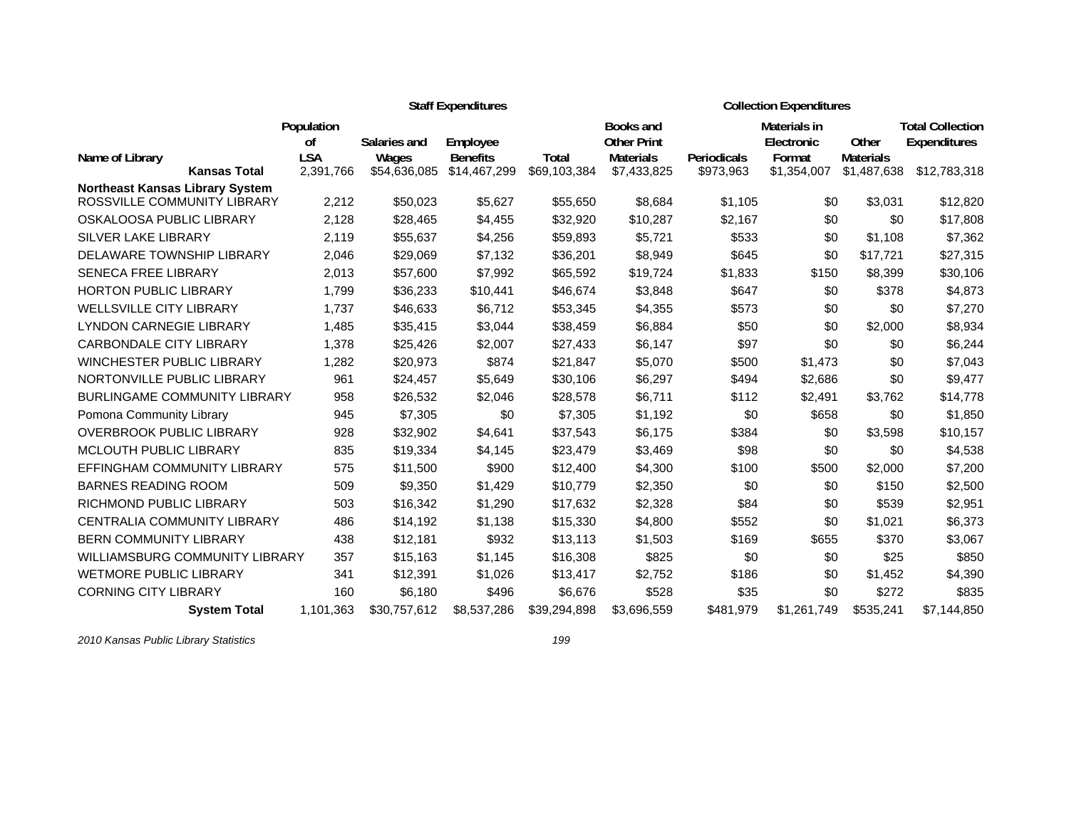| Name of Library | Population of LSA | Staff Expenditures | | | Collection Expenditures | | | | |
|---|---|---|---|---|---|---|---|---|---|
| | | Salaries and Wages | Employee Benefits | Total | Books and Other Print Materials | Periodicals | Materials in Electronic Format | Other Materials | Total Collection Expenditures |
| **Kansas Total** | 2,391,766 | $54,636,085 | $14,467,299 | $69,103,384 | $7,433,825 | $973,963 | $1,354,007 | $1,487,638 | $12,783,318 |
| **Northeast Kansas Library System** | | | | | | | | | |
| ROSSVILLE COMMUNITY LIBRARY | 2,212 | $50,023 | $5,627 | $55,650 | $8,684 | $1,105 | $0 | $3,031 | $12,820 |
| OSKALOOSA PUBLIC LIBRARY | 2,128 | $28,465 | $4,455 | $32,920 | $10,287 | $2,167 | $0 | $0 | $17,808 |
| SILVER LAKE LIBRARY | 2,119 | $55,637 | $4,256 | $59,893 | $5,721 | $533 | $0 | $1,108 | $7,362 |
| DELAWARE TOWNSHIP LIBRARY | 2,046 | $29,069 | $7,132 | $36,201 | $8,949 | $645 | $0 | $17,721 | $27,315 |
| SENECA FREE LIBRARY | 2,013 | $57,600 | $7,992 | $65,592 | $19,724 | $1,833 | $150 | $8,399 | $30,106 |
| HORTON PUBLIC LIBRARY | 1,799 | $36,233 | $10,441 | $46,674 | $3,848 | $647 | $0 | $378 | $4,873 |
| WELLSVILLE CITY LIBRARY | 1,737 | $46,633 | $6,712 | $53,345 | $4,355 | $573 | $0 | $0 | $7,270 |
| LYNDON CARNEGIE LIBRARY | 1,485 | $35,415 | $3,044 | $38,459 | $6,884 | $50 | $0 | $2,000 | $8,934 |
| CARBONDALE CITY LIBRARY | 1,378 | $25,426 | $2,007 | $27,433 | $6,147 | $97 | $0 | $0 | $6,244 |
| WINCHESTER PUBLIC LIBRARY | 1,282 | $20,973 | $874 | $21,847 | $5,070 | $500 | $1,473 | $0 | $7,043 |
| NORTONVILLE PUBLIC LIBRARY | 961 | $24,457 | $5,649 | $30,106 | $6,297 | $494 | $2,686 | $0 | $9,477 |
| BURLINGAME COMMUNITY LIBRARY | 958 | $26,532 | $2,046 | $28,578 | $6,711 | $112 | $2,491 | $3,762 | $14,778 |
| Pomona Community Library | 945 | $7,305 | $0 | $7,305 | $1,192 | $0 | $658 | $0 | $1,850 |
| OVERBROOK PUBLIC LIBRARY | 928 | $32,902 | $4,641 | $37,543 | $6,175 | $384 | $0 | $3,598 | $10,157 |
| MCLOUTH PUBLIC LIBRARY | 835 | $19,334 | $4,145 | $23,479 | $3,469 | $98 | $0 | $0 | $4,538 |
| EFFINGHAM COMMUNITY LIBRARY | 575 | $11,500 | $900 | $12,400 | $4,300 | $100 | $500 | $2,000 | $7,200 |
| BARNES READING ROOM | 509 | $9,350 | $1,429 | $10,779 | $2,350 | $0 | $0 | $150 | $2,500 |
| RICHMOND PUBLIC LIBRARY | 503 | $16,342 | $1,290 | $17,632 | $2,328 | $84 | $0 | $539 | $2,951 |
| CENTRALIA COMMUNITY LIBRARY | 486 | $14,192 | $1,138 | $15,330 | $4,800 | $552 | $0 | $1,021 | $6,373 |
| BERN COMMUNITY LIBRARY | 438 | $12,181 | $932 | $13,113 | $1,503 | $169 | $655 | $370 | $3,067 |
| WILLIAMSBURG COMMUNITY LIBRARY | 357 | $15,163 | $1,145 | $16,308 | $825 | $0 | $0 | $25 | $850 |
| WETMORE PUBLIC LIBRARY | 341 | $12,391 | $1,026 | $13,417 | $2,752 | $186 | $0 | $1,452 | $4,390 |
| CORNING CITY LIBRARY | 160 | $6,180 | $496 | $6,676 | $528 | $35 | $0 | $272 | $835 |
| **System Total** | 1,101,363 | $30,757,612 | $8,537,286 | $39,294,898 | $3,696,559 | $481,979 | $1,261,749 | $535,241 | $7,144,850 |

*2010 Kansas Public Library Statistics*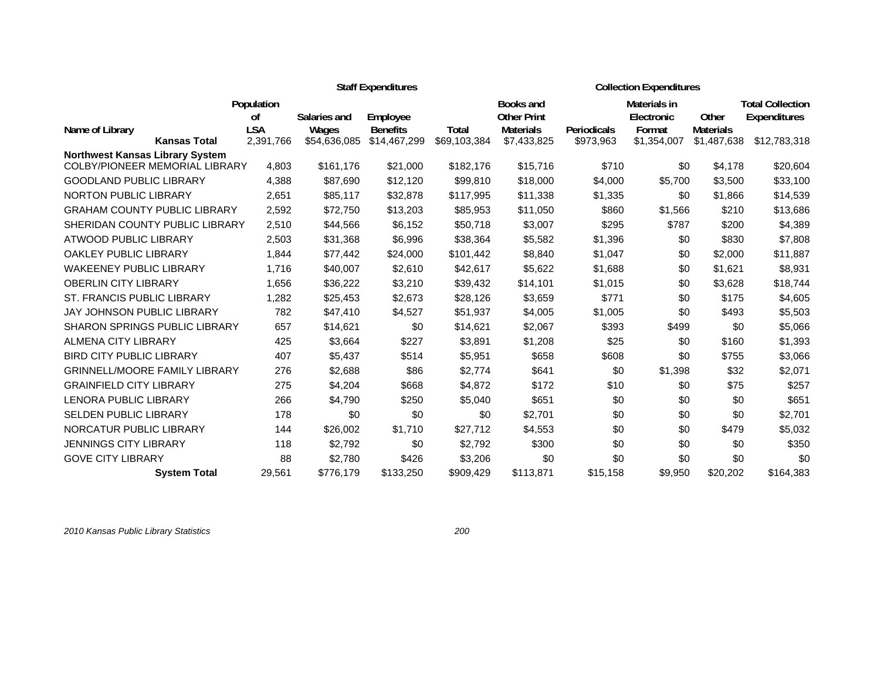| Name of Library | Population of LSA | Staff Expenditures: Salaries and Wages | Employee Benefits | Total | Collection Expenditures: Books and Other Print Materials | Periodicals | Materials in Electronic Format | Other Materials | Total Collection Expenditures |
|---|---|---|---|---|---|---|---|---|---|
| **Kansas Total** | 2,391,766 | $54,636,085 | $14,467,299 | $69,103,384 | $7,433,825 | $973,963 | $1,354,007 | $1,487,638 | $12,783,318 |
| **Northwest Kansas Library System** | | | | | | | | | |
| COLBY/PIONEER MEMORIAL LIBRARY | 4,803 | $161,176 | $21,000 | $182,176 | $15,716 | $710 | $0 | $4,178 | $20,604 |
| GOODLAND PUBLIC LIBRARY | 4,388 | $87,690 | $12,120 | $99,810 | $18,000 | $4,000 | $5,700 | $3,500 | $33,100 |
| NORTON PUBLIC LIBRARY | 2,651 | $85,117 | $32,878 | $117,995 | $11,338 | $1,335 | $0 | $1,866 | $14,539 |
| GRAHAM COUNTY PUBLIC LIBRARY | 2,592 | $72,750 | $13,203 | $85,953 | $11,050 | $860 | $1,566 | $210 | $13,686 |
| SHERIDAN COUNTY PUBLIC LIBRARY | 2,510 | $44,566 | $6,152 | $50,718 | $3,007 | $295 | $787 | $200 | $4,389 |
| ATWOOD PUBLIC LIBRARY | 2,503 | $31,368 | $6,996 | $38,364 | $5,582 | $1,396 | $0 | $830 | $7,808 |
| OAKLEY PUBLIC LIBRARY | 1,844 | $77,442 | $24,000 | $101,442 | $8,840 | $1,047 | $0 | $2,000 | $11,887 |
| WAKEENEY PUBLIC LIBRARY | 1,716 | $40,007 | $2,610 | $42,617 | $5,622 | $1,688 | $0 | $1,621 | $8,931 |
| OBERLIN CITY LIBRARY | 1,656 | $36,222 | $3,210 | $39,432 | $14,101 | $1,015 | $0 | $3,628 | $18,744 |
| ST. FRANCIS PUBLIC LIBRARY | 1,282 | $25,453 | $2,673 | $28,126 | $3,659 | $771 | $0 | $175 | $4,605 |
| JAY JOHNSON PUBLIC LIBRARY | 782 | $47,410 | $4,527 | $51,937 | $4,005 | $1,005 | $0 | $493 | $5,503 |
| SHARON SPRINGS PUBLIC LIBRARY | 657 | $14,621 | $0 | $14,621 | $2,067 | $393 | $499 | $0 | $5,066 |
| ALMENA CITY LIBRARY | 425 | $3,664 | $227 | $3,891 | $1,208 | $25 | $0 | $160 | $1,393 |
| BIRD CITY PUBLIC LIBRARY | 407 | $5,437 | $514 | $5,951 | $658 | $608 | $0 | $755 | $3,066 |
| GRINNELL/MOORE FAMILY LIBRARY | 276 | $2,688 | $86 | $2,774 | $641 | $0 | $1,398 | $32 | $2,071 |
| GRAINFIELD CITY LIBRARY | 275 | $4,204 | $668 | $4,872 | $172 | $10 | $0 | $75 | $257 |
| LENORA PUBLIC LIBRARY | 266 | $4,790 | $250 | $5,040 | $651 | $0 | $0 | $0 | $651 |
| SELDEN PUBLIC LIBRARY | 178 | $0 | $0 | $0 | $2,701 | $0 | $0 | $0 | $2,701 |
| NORCATUR PUBLIC LIBRARY | 144 | $26,002 | $1,710 | $27,712 | $4,553 | $0 | $0 | $479 | $5,032 |
| JENNINGS CITY LIBRARY | 118 | $2,792 | $0 | $2,792 | $300 | $0 | $0 | $0 | $350 |
| GOVE CITY LIBRARY | 88 | $2,780 | $426 | $3,206 | $0 | $0 | $0 | $0 | $0 |
| **System Total** | 29,561 | $776,179 | $133,250 | $909,429 | $113,871 | $15,158 | $9,950 | $20,202 | $164,383 |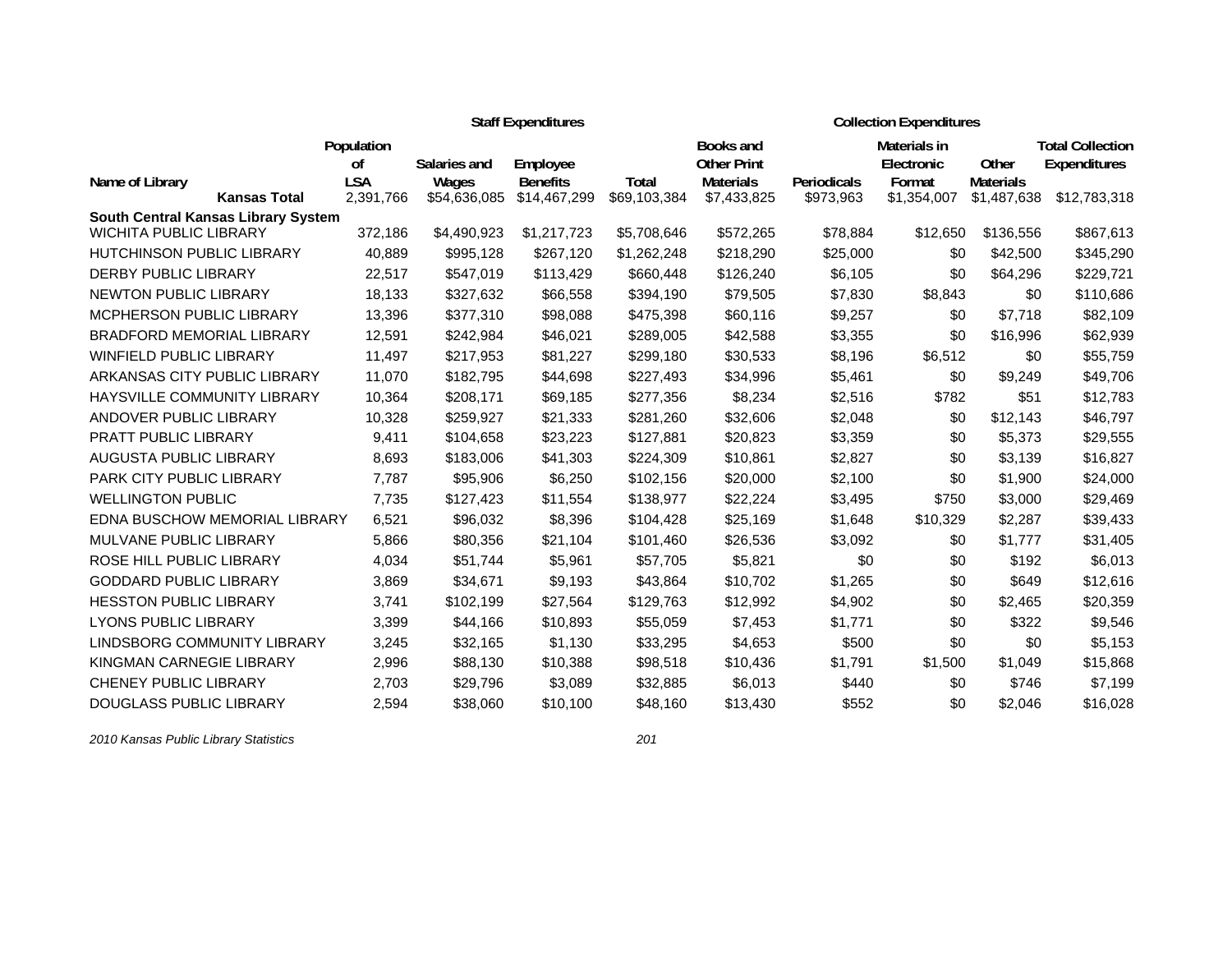| Name of Library | Population of LSA | Staff Expenditures | | | Collection Expenditures | | | | |
|---|---|---|---|---|---|---|---|---|---|
| | | Salaries and Wages | Employee Benefits | Total | Books and Other Print Materials | Periodicals | Materials in Electronic Format | Other Materials | Total Collection Expenditures |
| **Kansas Total** | 2,391,766 | $54,636,085 | $14,467,299 | $69,103,384 | $7,433,825 | $973,963 | $1,354,007 | $1,487,638 | $12,783,318 |
| **South Central Kansas Library System** | | | | | | | | | |
| WICHITA PUBLIC LIBRARY | 372,186 | $4,490,923 | $1,217,723 | $5,708,646 | $572,265 | $78,884 | $12,650 | $136,556 | $867,613 |
| HUTCHINSON PUBLIC LIBRARY | 40,889 | $995,128 | $267,120 | $1,262,248 | $218,290 | $25,000 | $0 | $42,500 | $345,290 |
| DERBY PUBLIC LIBRARY | 22,517 | $547,019 | $113,429 | $660,448 | $126,240 | $6,105 | $0 | $64,296 | $229,721 |
| NEWTON PUBLIC LIBRARY | 18,133 | $327,632 | $66,558 | $394,190 | $79,505 | $7,830 | $8,843 | $0 | $110,686 |
| MCPHERSON PUBLIC LIBRARY | 13,396 | $377,310 | $98,088 | $475,398 | $60,116 | $9,257 | $0 | $7,718 | $82,109 |
| BRADFORD MEMORIAL LIBRARY | 12,591 | $242,984 | $46,021 | $289,005 | $42,588 | $3,355 | $0 | $16,996 | $62,939 |
| WINFIELD PUBLIC LIBRARY | 11,497 | $217,953 | $81,227 | $299,180 | $30,533 | $8,196 | $6,512 | $0 | $55,759 |
| ARKANSAS CITY PUBLIC LIBRARY | 11,070 | $182,795 | $44,698 | $227,493 | $34,996 | $5,461 | $0 | $9,249 | $49,706 |
| HAYSVILLE COMMUNITY LIBRARY | 10,364 | $208,171 | $69,185 | $277,356 | $8,234 | $2,516 | $782 | $51 | $12,783 |
| ANDOVER PUBLIC LIBRARY | 10,328 | $259,927 | $21,333 | $281,260 | $32,606 | $2,048 | $0 | $12,143 | $46,797 |
| PRATT PUBLIC LIBRARY | 9,411 | $104,658 | $23,223 | $127,881 | $20,823 | $3,359 | $0 | $5,373 | $29,555 |
| AUGUSTA PUBLIC LIBRARY | 8,693 | $183,006 | $41,303 | $224,309 | $10,861 | $2,827 | $0 | $3,139 | $16,827 |
| PARK CITY PUBLIC LIBRARY | 7,787 | $95,906 | $6,250 | $102,156 | $20,000 | $2,100 | $0 | $1,900 | $24,000 |
| WELLINGTON PUBLIC | 7,735 | $127,423 | $11,554 | $138,977 | $22,224 | $3,495 | $750 | $3,000 | $29,469 |
| EDNA BUSCHOW MEMORIAL LIBRARY | 6,521 | $96,032 | $8,396 | $104,428 | $25,169 | $1,648 | $10,329 | $2,287 | $39,433 |
| MULVANE PUBLIC LIBRARY | 5,866 | $80,356 | $21,104 | $101,460 | $26,536 | $3,092 | $0 | $1,777 | $31,405 |
| ROSE HILL PUBLIC LIBRARY | 4,034 | $51,744 | $5,961 | $57,705 | $5,821 | $0 | $0 | $192 | $6,013 |
| GODDARD PUBLIC LIBRARY | 3,869 | $34,671 | $9,193 | $43,864 | $10,702 | $1,265 | $0 | $649 | $12,616 |
| HESSTON PUBLIC LIBRARY | 3,741 | $102,199 | $27,564 | $129,763 | $12,992 | $4,902 | $0 | $2,465 | $20,359 |
| LYONS PUBLIC LIBRARY | 3,399 | $44,166 | $10,893 | $55,059 | $7,453 | $1,771 | $0 | $322 | $9,546 |
| LINDSBORG COMMUNITY LIBRARY | 3,245 | $32,165 | $1,130 | $33,295 | $4,653 | $500 | $0 | $0 | $5,153 |
| KINGMAN CARNEGIE LIBRARY | 2,996 | $88,130 | $10,388 | $98,518 | $10,436 | $1,791 | $1,500 | $1,049 | $15,868 |
| CHENEY PUBLIC LIBRARY | 2,703 | $29,796 | $3,089 | $32,885 | $6,013 | $440 | $0 | $746 | $7,199 |
| DOUGLASS PUBLIC LIBRARY | 2,594 | $38,060 | $10,100 | $48,160 | $13,430 | $552 | $0 | $2,046 | $16,028 |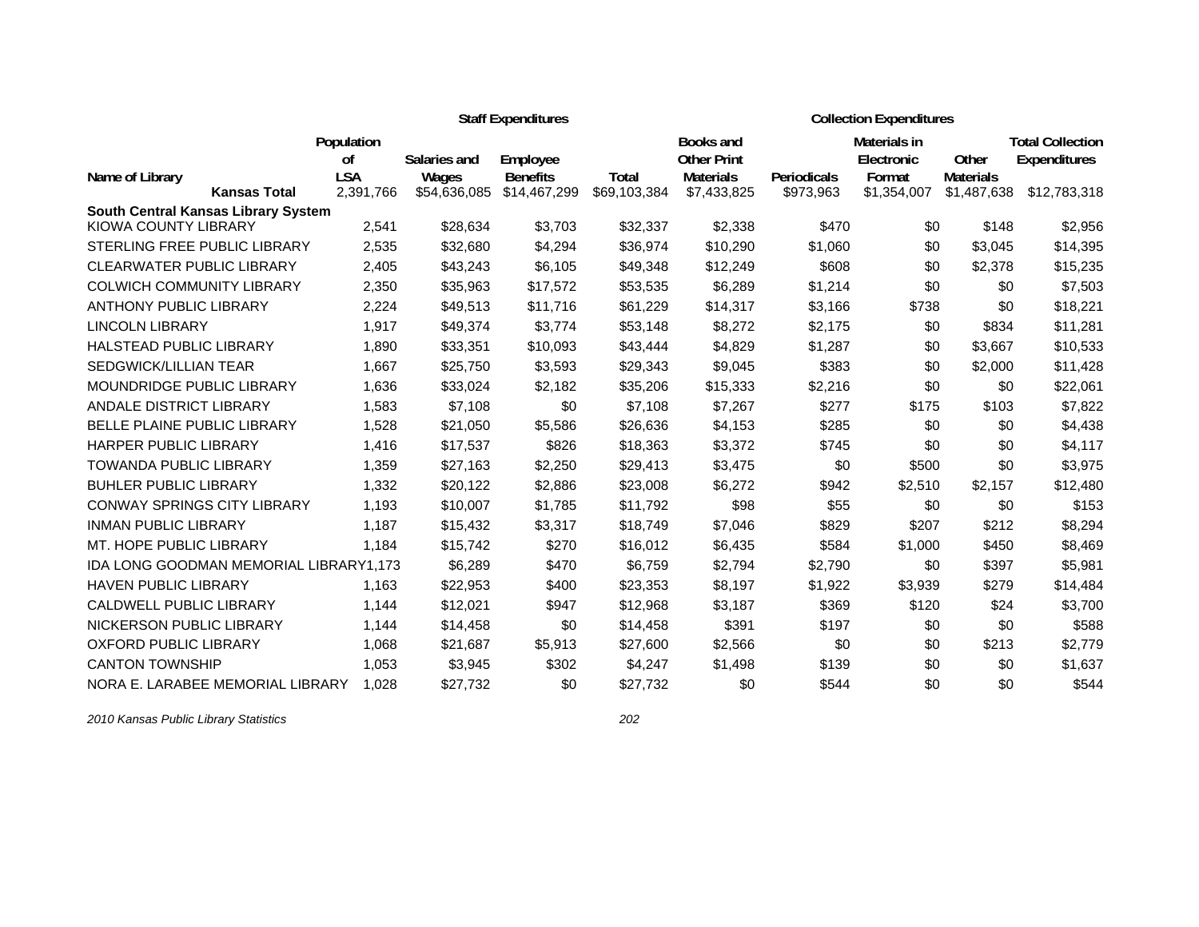| Name of Library | Population of LSA | Staff Expenditures | | | Collection Expenditures | | | | |
|---|---|---|---|---|---|---|---|---|---|
| | | Salaries and Wages | Employee Benefits | Total | Books and Other Print Materials | Periodicals | Materials in Electronic Format | Other Materials | Total Collection Expenditures |
| **Kansas Total** | 2,391,766 | $54,636,085 | $14,467,299 | $69,103,384 | $7,433,825 | $973,963 | $1,354,007 | $1,487,638 | $12,783,318 |
| **South Central Kansas Library System** | | | | | | | | | |
| KIOWA COUNTY LIBRARY | 2,541 | $28,634 | $3,703 | $32,337 | $2,338 | $470 | $0 | $148 | $2,956 |
| STERLING FREE PUBLIC LIBRARY | 2,535 | $32,680 | $4,294 | $36,974 | $10,290 | $1,060 | $0 | $3,045 | $14,395 |
| CLEARWATER PUBLIC LIBRARY | 2,405 | $43,243 | $6,105 | $49,348 | $12,249 | $608 | $0 | $2,378 | $15,235 |
| COLWICH COMMUNITY LIBRARY | 2,350 | $35,963 | $17,572 | $53,535 | $6,289 | $1,214 | $0 | $0 | $7,503 |
| ANTHONY PUBLIC LIBRARY | 2,224 | $49,513 | $11,716 | $61,229 | $14,317 | $3,166 | $738 | $0 | $18,221 |
| LINCOLN LIBRARY | 1,917 | $49,374 | $3,774 | $53,148 | $8,272 | $2,175 | $0 | $834 | $11,281 |
| HALSTEAD PUBLIC LIBRARY | 1,890 | $33,351 | $10,093 | $43,444 | $4,829 | $1,287 | $0 | $3,667 | $10,533 |
| SEDGWICK/LILLIAN TEAR | 1,667 | $25,750 | $3,593 | $29,343 | $9,045 | $383 | $0 | $2,000 | $11,428 |
| MOUNDRIDGE PUBLIC LIBRARY | 1,636 | $33,024 | $2,182 | $35,206 | $15,333 | $2,216 | $0 | $0 | $22,061 |
| ANDALE DISTRICT LIBRARY | 1,583 | $7,108 | $0 | $7,108 | $7,267 | $277 | $175 | $103 | $7,822 |
| BELLE PLAINE PUBLIC LIBRARY | 1,528 | $21,050 | $5,586 | $26,636 | $4,153 | $285 | $0 | $0 | $4,438 |
| HARPER PUBLIC LIBRARY | 1,416 | $17,537 | $826 | $18,363 | $3,372 | $745 | $0 | $0 | $4,117 |
| TOWANDA PUBLIC LIBRARY | 1,359 | $27,163 | $2,250 | $29,413 | $3,475 | $0 | $500 | $0 | $3,975 |
| BUHLER PUBLIC LIBRARY | 1,332 | $20,122 | $2,886 | $23,008 | $6,272 | $942 | $2,510 | $2,157 | $12,480 |
| CONWAY SPRINGS CITY LIBRARY | 1,193 | $10,007 | $1,785 | $11,792 | $98 | $55 | $0 | $0 | $153 |
| INMAN PUBLIC LIBRARY | 1,187 | $15,432 | $3,317 | $18,749 | $7,046 | $829 | $207 | $212 | $8,294 |
| MT. HOPE PUBLIC LIBRARY | 1,184 | $15,742 | $270 | $16,012 | $6,435 | $584 | $1,000 | $450 | $8,469 |
| IDA LONG GOODMAN MEMORIAL LIBRARY | 1,173 | $6,289 | $470 | $6,759 | $2,794 | $2,790 | $0 | $397 | $5,981 |
| HAVEN PUBLIC LIBRARY | 1,163 | $22,953 | $400 | $23,353 | $8,197 | $1,922 | $3,939 | $279 | $14,484 |
| CALDWELL PUBLIC LIBRARY | 1,144 | $12,021 | $947 | $12,968 | $3,187 | $369 | $120 | $24 | $3,700 |
| NICKERSON PUBLIC LIBRARY | 1,144 | $14,458 | $0 | $14,458 | $391 | $197 | $0 | $0 | $588 |
| OXFORD PUBLIC LIBRARY | 1,068 | $21,687 | $5,913 | $27,600 | $2,566 | $0 | $0 | $213 | $2,779 |
| CANTON TOWNSHIP | 1,053 | $3,945 | $302 | $4,247 | $1,498 | $139 | $0 | $0 | $1,637 |
| NORA E. LARABEE MEMORIAL LIBRARY | 1,028 | $27,732 | $0 | $27,732 | $0 | $544 | $0 | $0 | $544 |

*2010 Kansas Public Library Statistics*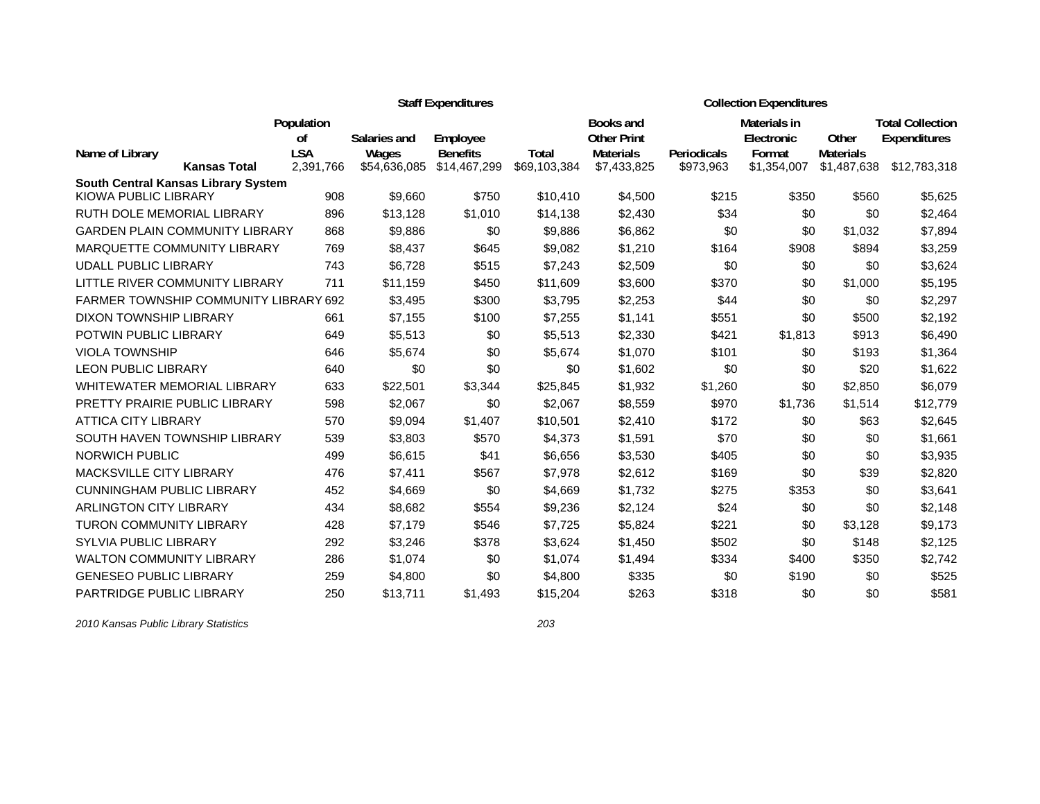| | | Staff Expenditures | | | Collection Expenditures | | | | |
|---|---|---|---|---|---|---|---|---|---|
| Name of Library | Population of LSA | Salaries and Wages | Employee Benefits | Total | Books and Other Print Materials | Periodicals | Materials in Electronic Format | Other Materials | Total Collection Expenditures |
| **Kansas Total** | 2,391,766 | $54,636,085 | $14,467,299 | $69,103,384 | $7,433,825 | $973,963 | $1,354,007 | $1,487,638 | $12,783,318 |
| **South Central Kansas Library System** | | | | | | | | | |
| KIOWA PUBLIC LIBRARY | 908 | $9,660 | $750 | $10,410 | $4,500 | $215 | $350 | $560 | $5,625 |
| RUTH DOLE MEMORIAL LIBRARY | 896 | $13,128 | $1,010 | $14,138 | $2,430 | $34 | $0 | $0 | $2,464 |
| GARDEN PLAIN COMMUNITY LIBRARY | 868 | $9,886 | $0 | $9,886 | $6,862 | $0 | $0 | $1,032 | $7,894 |
| MARQUETTE COMMUNITY LIBRARY | 769 | $8,437 | $645 | $9,082 | $1,210 | $164 | $908 | $894 | $3,259 |
| UDALL PUBLIC LIBRARY | 743 | $6,728 | $515 | $7,243 | $2,509 | $0 | $0 | $0 | $3,624 |
| LITTLE RIVER COMMUNITY LIBRARY | 711 | $11,159 | $450 | $11,609 | $3,600 | $370 | $0 | $1,000 | $5,195 |
| FARMER TOWNSHIP COMMUNITY LIBRARY | 692 | $3,495 | $300 | $3,795 | $2,253 | $44 | $0 | $0 | $2,297 |
| DIXON TOWNSHIP LIBRARY | 661 | $7,155 | $100 | $7,255 | $1,141 | $551 | $0 | $500 | $2,192 |
| POTWIN PUBLIC LIBRARY | 649 | $5,513 | $0 | $5,513 | $2,330 | $421 | $1,813 | $913 | $6,490 |
| VIOLA TOWNSHIP | 646 | $5,674 | $0 | $5,674 | $1,070 | $101 | $0 | $193 | $1,364 |
| LEON PUBLIC LIBRARY | 640 | $0 | $0 | $0 | $1,602 | $0 | $0 | $20 | $1,622 |
| WHITEWATER MEMORIAL LIBRARY | 633 | $22,501 | $3,344 | $25,845 | $1,932 | $1,260 | $0 | $2,850 | $6,079 |
| PRETTY PRAIRIE PUBLIC LIBRARY | 598 | $2,067 | $0 | $2,067 | $8,559 | $970 | $1,736 | $1,514 | $12,779 |
| ATTICA CITY LIBRARY | 570 | $9,094 | $1,407 | $10,501 | $2,410 | $172 | $0 | $63 | $2,645 |
| SOUTH HAVEN TOWNSHIP LIBRARY | 539 | $3,803 | $570 | $4,373 | $1,591 | $70 | $0 | $0 | $1,661 |
| NORWICH PUBLIC | 499 | $6,615 | $41 | $6,656 | $3,530 | $405 | $0 | $0 | $3,935 |
| MACKSVILLE CITY LIBRARY | 476 | $7,411 | $567 | $7,978 | $2,612 | $169 | $0 | $39 | $2,820 |
| CUNNINGHAM PUBLIC LIBRARY | 452 | $4,669 | $0 | $4,669 | $1,732 | $275 | $353 | $0 | $3,641 |
| ARLINGTON CITY LIBRARY | 434 | $8,682 | $554 | $9,236 | $2,124 | $24 | $0 | $0 | $2,148 |
| TURON COMMUNITY LIBRARY | 428 | $7,179 | $546 | $7,725 | $5,824 | $221 | $0 | $3,128 | $9,173 |
| SYLVIA PUBLIC LIBRARY | 292 | $3,246 | $378 | $3,624 | $1,450 | $502 | $0 | $148 | $2,125 |
| WALTON COMMUNITY LIBRARY | 286 | $1,074 | $0 | $1,074 | $1,494 | $334 | $400 | $350 | $2,742 |
| GENESEO PUBLIC LIBRARY | 259 | $4,800 | $0 | $4,800 | $335 | $0 | $190 | $0 | $525 |
| PARTRIDGE PUBLIC LIBRARY | 250 | $13,711 | $1,493 | $15,204 | $263 | $318 | $0 | $0 | $581 |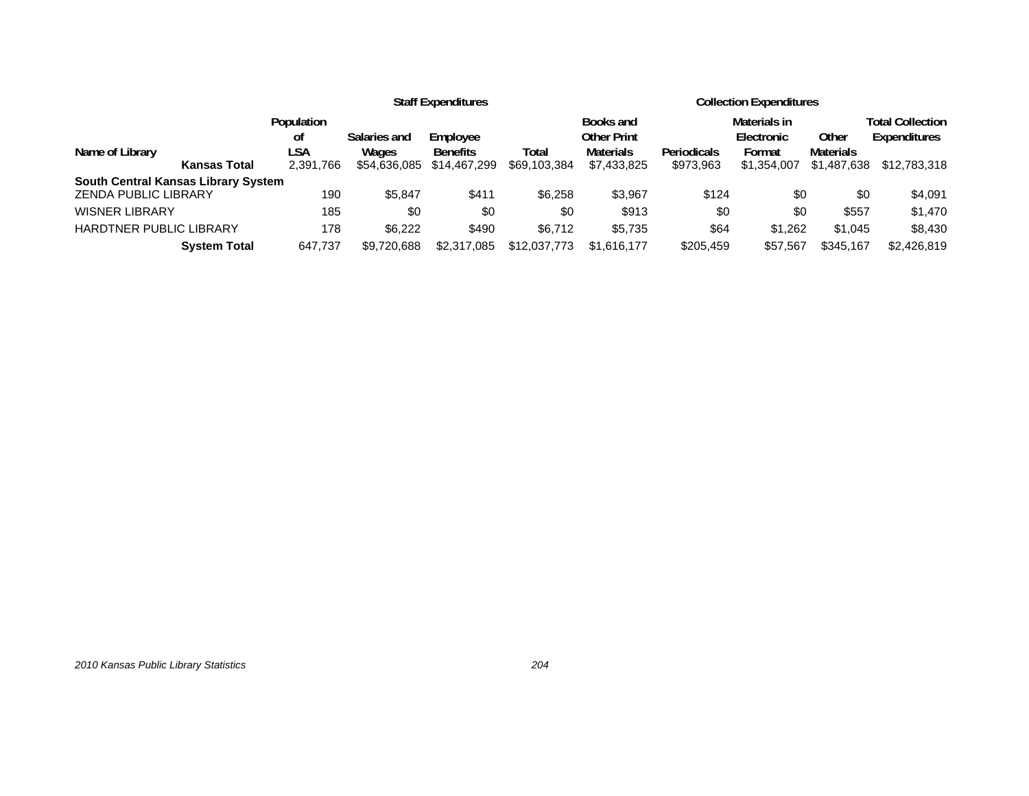| Name of Library | Population of LSA | Staff Expenditures | | | Collection Expenditures | | | | |
|---|---|---|---|---|---|---|---|---|---|
| | | Salaries and Wages | Employee Benefits | Total | Books and Other Print Materials | Periodicals | Materials in Electronic Format | Other Materials | Total Collection Expenditures |
| **Kansas Total** | 2,391,766 | $54,636,085 | $14,467,299 | $69,103,384 | $7,433,825 | $973,963 | $1,354,007 | $1,487,638 | $12,783,318 |
| **South Central Kansas Library System** | | | | | | | | | |
| ZENDA PUBLIC LIBRARY | 190 | $5,847 | $411 | $6,258 | $3,967 | $124 | $0 | $0 | $4,091 |
| WISNER LIBRARY | 185 | $0 | $0 | $0 | $913 | $0 | $0 | $557 | $1,470 |
| HARDTNER PUBLIC LIBRARY | 178 | $6,222 | $490 | $6,712 | $5,735 | $64 | $1,262 | $1,045 | $8,430 |
| **System Total** | 647,737 | $9,720,688 | $2,317,085 | $12,037,773 | $1,616,177 | $205,459 | $57,567 | $345,167 | $2,426,819 |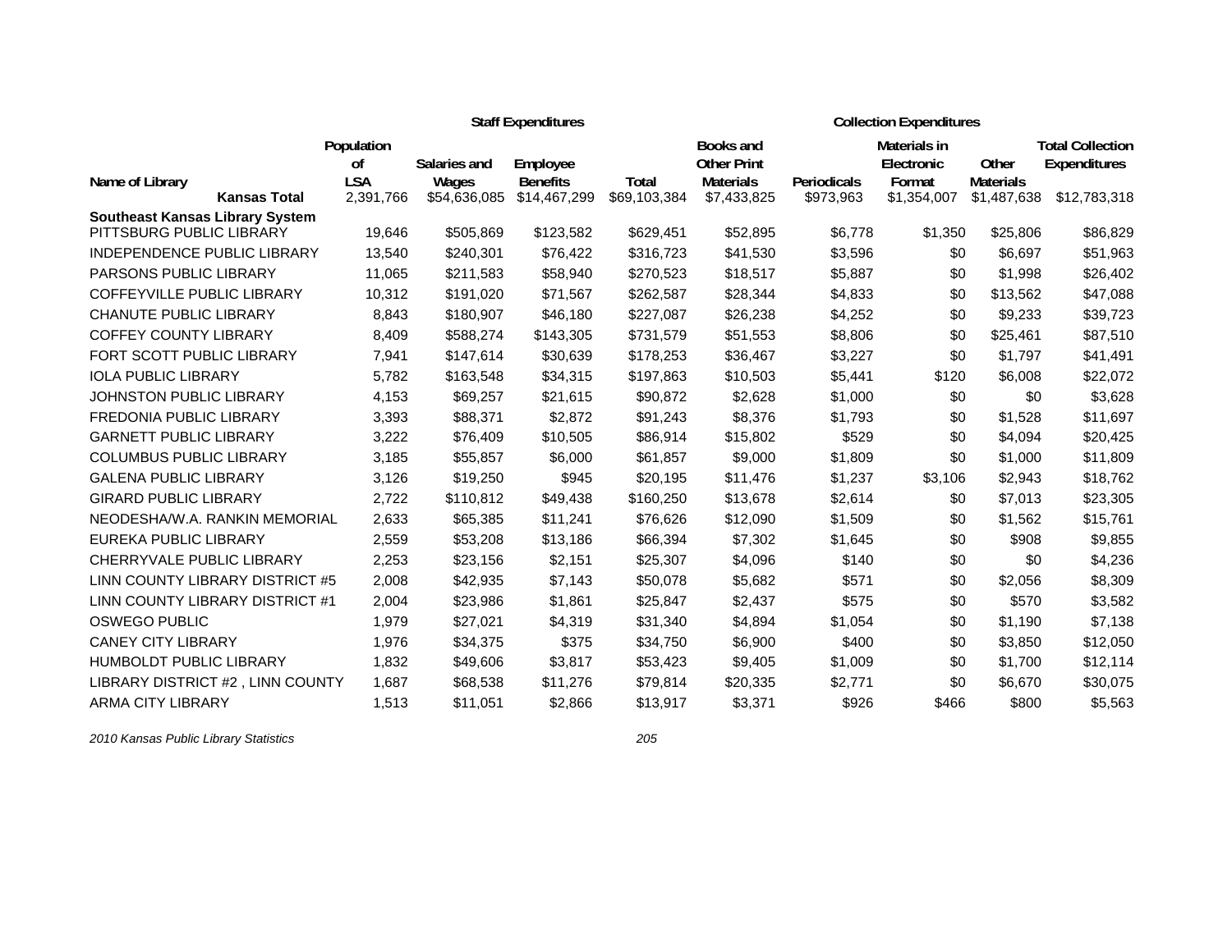| | | Staff Expenditures | | | Collection Expenditures | | | | |
|---|---|---|---|---|---|---|---|---|---|
| Name of Library | Population of LSA | Salaries and Wages | Employee Benefits | Total | Books and Other Print Materials | Periodicals | Materials in Electronic Format | Other Materials | Total Collection Expenditures |
| **Kansas Total** | 2,391,766 | $54,636,085 | $14,467,299 | $69,103,384 | $7,433,825 | $973,963 | $1,354,007 | $1,487,638 | $12,783,318 |
| **Southeast Kansas Library System** | | | | | | | | | |
| PITTSBURG PUBLIC LIBRARY | 19,646 | $505,869 | $123,582 | $629,451 | $52,895 | $6,778 | $1,350 | $25,806 | $86,829 |
| INDEPENDENCE PUBLIC LIBRARY | 13,540 | $240,301 | $76,422 | $316,723 | $41,530 | $3,596 | $0 | $6,697 | $51,963 |
| PARSONS PUBLIC LIBRARY | 11,065 | $211,583 | $58,940 | $270,523 | $18,517 | $5,887 | $0 | $1,998 | $26,402 |
| COFFEYVILLE PUBLIC LIBRARY | 10,312 | $191,020 | $71,567 | $262,587 | $28,344 | $4,833 | $0 | $13,562 | $47,088 |
| CHANUTE PUBLIC LIBRARY | 8,843 | $180,907 | $46,180 | $227,087 | $26,238 | $4,252 | $0 | $9,233 | $39,723 |
| COFFEY COUNTY LIBRARY | 8,409 | $588,274 | $143,305 | $731,579 | $51,553 | $8,806 | $0 | $25,461 | $87,510 |
| FORT SCOTT PUBLIC LIBRARY | 7,941 | $147,614 | $30,639 | $178,253 | $36,467 | $3,227 | $0 | $1,797 | $41,491 |
| IOLA PUBLIC LIBRARY | 5,782 | $163,548 | $34,315 | $197,863 | $10,503 | $5,441 | $120 | $6,008 | $22,072 |
| JOHNSTON PUBLIC LIBRARY | 4,153 | $69,257 | $21,615 | $90,872 | $2,628 | $1,000 | $0 | $0 | $3,628 |
| FREDONIA PUBLIC LIBRARY | 3,393 | $88,371 | $2,872 | $91,243 | $8,376 | $1,793 | $0 | $1,528 | $11,697 |
| GARNETT PUBLIC LIBRARY | 3,222 | $76,409 | $10,505 | $86,914 | $15,802 | $529 | $0 | $4,094 | $20,425 |
| COLUMBUS PUBLIC LIBRARY | 3,185 | $55,857 | $6,000 | $61,857 | $9,000 | $1,809 | $0 | $1,000 | $11,809 |
| GALENA PUBLIC LIBRARY | 3,126 | $19,250 | $945 | $20,195 | $11,476 | $1,237 | $3,106 | $2,943 | $18,762 |
| GIRARD PUBLIC LIBRARY | 2,722 | $110,812 | $49,438 | $160,250 | $13,678 | $2,614 | $0 | $7,013 | $23,305 |
| NEODESHA/W.A. RANKIN MEMORIAL | 2,633 | $65,385 | $11,241 | $76,626 | $12,090 | $1,509 | $0 | $1,562 | $15,761 |
| EUREKA PUBLIC LIBRARY | 2,559 | $53,208 | $13,186 | $66,394 | $7,302 | $1,645 | $0 | $908 | $9,855 |
| CHERRYVALE PUBLIC LIBRARY | 2,253 | $23,156 | $2,151 | $25,307 | $4,096 | $140 | $0 | $0 | $4,236 |
| LINN COUNTY LIBRARY DISTRICT #5 | 2,008 | $42,935 | $7,143 | $50,078 | $5,682 | $571 | $0 | $2,056 | $8,309 |
| LINN COUNTY LIBRARY DISTRICT #1 | 2,004 | $23,986 | $1,861 | $25,847 | $2,437 | $575 | $0 | $570 | $3,582 |
| OSWEGO PUBLIC | 1,979 | $27,021 | $4,319 | $31,340 | $4,894 | $1,054 | $0 | $1,190 | $7,138 |
| CANEY CITY LIBRARY | 1,976 | $34,375 | $375 | $34,750 | $6,900 | $400 | $0 | $3,850 | $12,050 |
| HUMBOLDT PUBLIC LIBRARY | 1,832 | $49,606 | $3,817 | $53,423 | $9,405 | $1,009 | $0 | $1,700 | $12,114 |
| LIBRARY DISTRICT #2 , LINN COUNTY | 1,687 | $68,538 | $11,276 | $79,814 | $20,335 | $2,771 | $0 | $6,670 | $30,075 |
| ARMA CITY LIBRARY | 1,513 | $11,051 | $2,866 | $13,917 | $3,371 | $926 | $466 | $800 | $5,563 |

*2010 Kansas Public Library Statistics*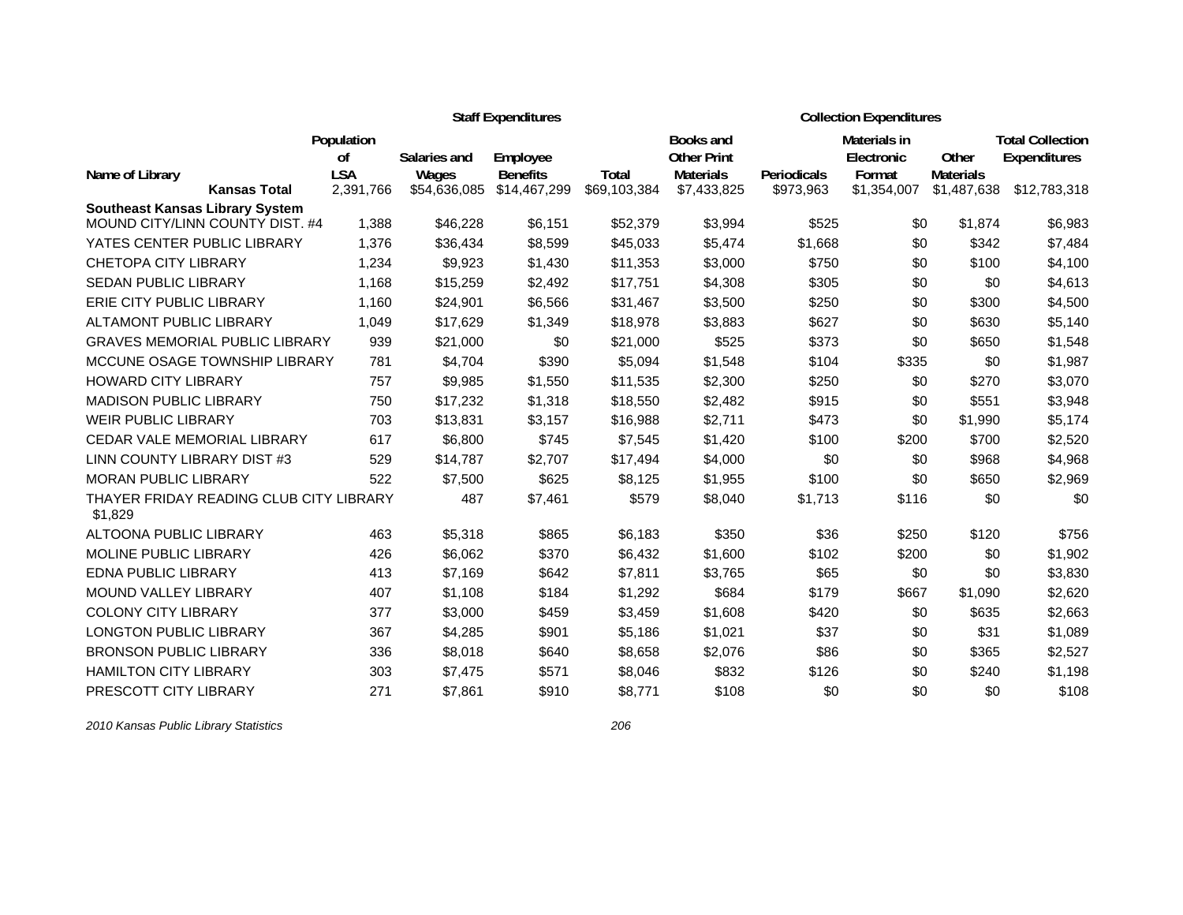| Name of Library | Population of LSA | Staff Expenditures | | | Collection Expenditures | | | | |
|---|---|---|---|---|---|---|---|---|---|
| | | Salaries and Wages | Employee Benefits | Total | Books and Other Print Materials | Periodicals | Materials in Electronic Format | Other Materials | Total Collection Expenditures |
| **Kansas Total** | 2,391,766 | $54,636,085 | $14,467,299 | $69,103,384 | $7,433,825 | $973,963 | $1,354,007 | $1,487,638 | $12,783,318 |
| **Southeast Kansas Library System** | | | | | | | | | |
| MOUND CITY/LINN COUNTY DIST. #4 | 1,388 | $46,228 | $6,151 | $52,379 | $3,994 | $525 | $0 | $1,874 | $6,983 |
| YATES CENTER PUBLIC LIBRARY | 1,376 | $36,434 | $8,599 | $45,033 | $5,474 | $1,668 | $0 | $342 | $7,484 |
| CHETOPA CITY LIBRARY | 1,234 | $9,923 | $1,430 | $11,353 | $3,000 | $750 | $0 | $100 | $4,100 |
| SEDAN PUBLIC LIBRARY | 1,168 | $15,259 | $2,492 | $17,751 | $4,308 | $305 | $0 | $0 | $4,613 |
| ERIE CITY PUBLIC LIBRARY | 1,160 | $24,901 | $6,566 | $31,467 | $3,500 | $250 | $0 | $300 | $4,500 |
| ALTAMONT PUBLIC LIBRARY | 1,049 | $17,629 | $1,349 | $18,978 | $3,883 | $627 | $0 | $630 | $5,140 |
| GRAVES MEMORIAL PUBLIC LIBRARY | 939 | $21,000 | $0 | $21,000 | $525 | $373 | $0 | $650 | $1,548 |
| MCCUNE OSAGE TOWNSHIP LIBRARY | 781 | $4,704 | $390 | $5,094 | $1,548 | $104 | $335 | $0 | $1,987 |
| HOWARD CITY LIBRARY | 757 | $9,985 | $1,550 | $11,535 | $2,300 | $250 | $0 | $270 | $3,070 |
| MADISON PUBLIC LIBRARY | 750 | $17,232 | $1,318 | $18,550 | $2,482 | $915 | $0 | $551 | $3,948 |
| WEIR PUBLIC LIBRARY | 703 | $13,831 | $3,157 | $16,988 | $2,711 | $473 | $0 | $1,990 | $5,174 |
| CEDAR VALE MEMORIAL LIBRARY | 617 | $6,800 | $745 | $7,545 | $1,420 | $100 | $200 | $700 | $2,520 |
| LINN COUNTY LIBRARY DIST #3 | 529 | $14,787 | $2,707 | $17,494 | $4,000 | $0 | $0 | $968 | $4,968 |
| MORAN PUBLIC LIBRARY | 522 | $7,500 | $625 | $8,125 | $1,955 | $100 | $0 | $650 | $2,969 |
| THAYER FRIDAY READING CLUB CITY LIBRARY | 487 | $7,461 | $579 | $8,040 | $1,713 | $116 | $0 | $0 | $1,829 |
| ALTOONA PUBLIC LIBRARY | 463 | $5,318 | $865 | $6,183 | $350 | $36 | $250 | $120 | $756 |
| MOLINE PUBLIC LIBRARY | 426 | $6,062 | $370 | $6,432 | $1,600 | $102 | $200 | $0 | $1,902 |
| EDNA PUBLIC LIBRARY | 413 | $7,169 | $642 | $7,811 | $3,765 | $65 | $0 | $0 | $3,830 |
| MOUND VALLEY LIBRARY | 407 | $1,108 | $184 | $1,292 | $684 | $179 | $667 | $1,090 | $2,620 |
| COLONY CITY LIBRARY | 377 | $3,000 | $459 | $3,459 | $1,608 | $420 | $0 | $635 | $2,663 |
| LONGTON PUBLIC LIBRARY | 367 | $4,285 | $901 | $5,186 | $1,021 | $37 | $0 | $31 | $1,089 |
| BRONSON PUBLIC LIBRARY | 336 | $8,018 | $640 | $8,658 | $2,076 | $86 | $0 | $365 | $2,527 |
| HAMILTON CITY LIBRARY | 303 | $7,475 | $571 | $8,046 | $832 | $126 | $0 | $240 | $1,198 |
| PRESCOTT CITY LIBRARY | 271 | $7,861 | $910 | $8,771 | $108 | $0 | $0 | $0 | $108 |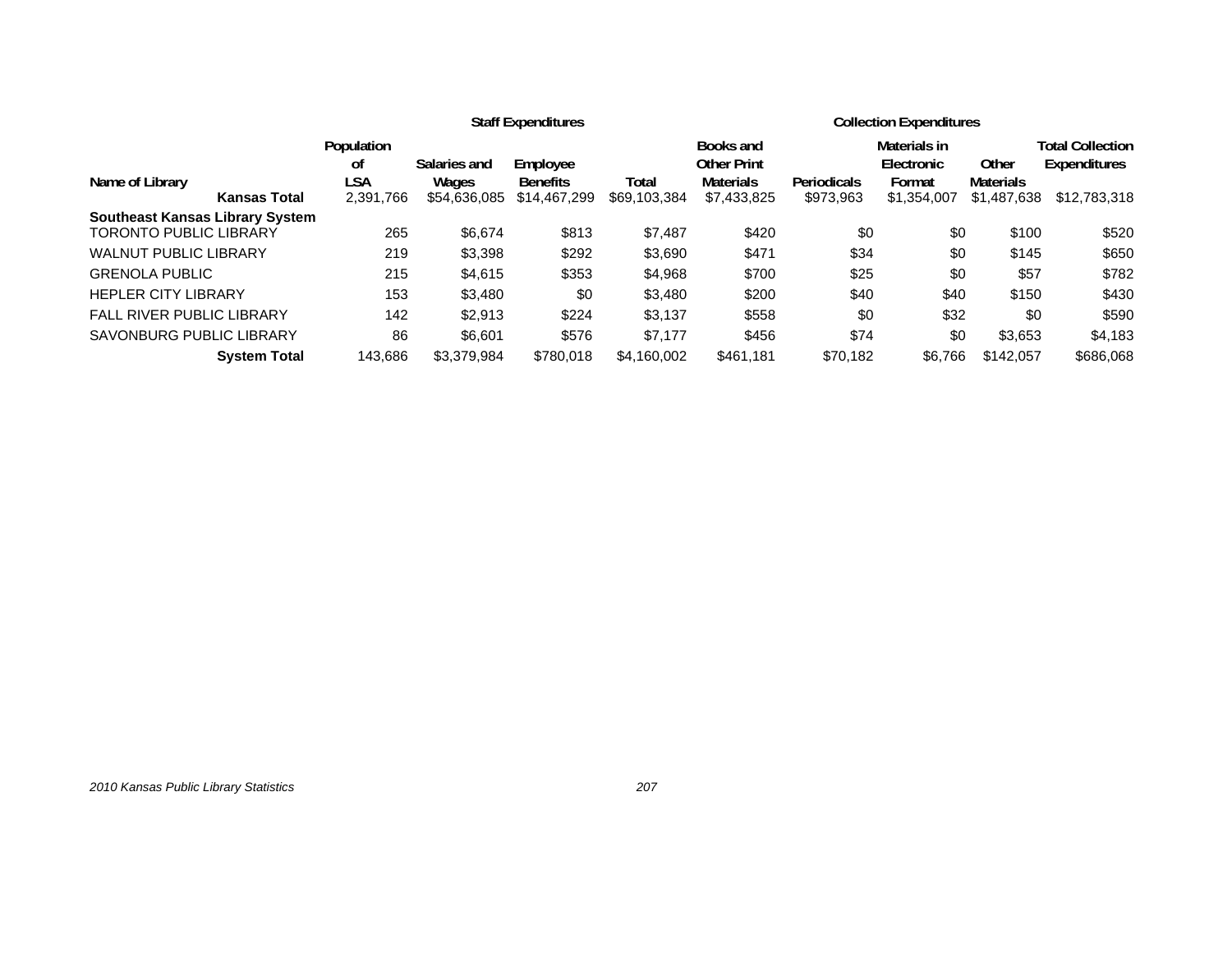| Name of Library | Population of LSA | Staff Expenditures | | | Collection Expenditures | | | | |
|---|---|---|---|---|---|---|---|---|---|
| | | Salaries and Wages | Employee Benefits | Total | Books and Other Print Materials | Periodicals | Materials in Electronic Format | Other Materials | Total Collection Expenditures |
| **Kansas Total** | 2,391,766 | $54,636,085 | $14,467,299 | $69,103,384 | $7,433,825 | $973,963 | $1,354,007 | $1,487,638 | $12,783,318 |
| **Southeast Kansas Library System** | | | | | | | | | |
| TORONTO PUBLIC LIBRARY | 265 | $6,674 | $813 | $7,487 | $420 | $0 | $0 | $100 | $520 |
| WALNUT PUBLIC LIBRARY | 219 | $3,398 | $292 | $3,690 | $471 | $34 | $0 | $145 | $650 |
| GRENOLA PUBLIC | 215 | $4,615 | $353 | $4,968 | $700 | $25 | $0 | $57 | $782 |
| HEPLER CITY LIBRARY | 153 | $3,480 | $0 | $3,480 | $200 | $40 | $40 | $150 | $430 |
| FALL RIVER PUBLIC LIBRARY | 142 | $2,913 | $224 | $3,137 | $558 | $0 | $32 | $0 | $590 |
| SAVONBURG PUBLIC LIBRARY | 86 | $6,601 | $576 | $7,177 | $456 | $74 | $0 | $3,653 | $4,183 |
| **System Total** | 143,686 | $3,379,984 | $780,018 | $4,160,002 | $461,181 | $70,182 | $6,766 | $142,057 | $686,068 |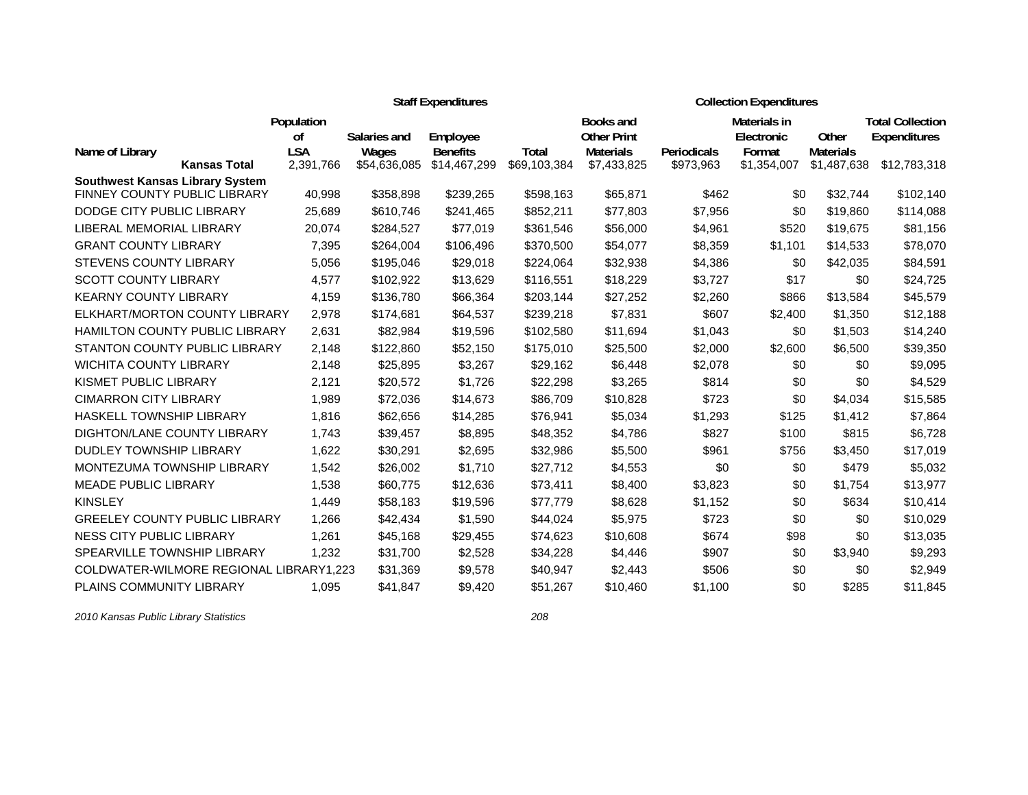| Name of Library | Population of LSA | Staff Expenditures | | | Collection Expenditures | | | | |
|---|---|---|---|---|---|---|---|---|---|
| | | Salaries and Wages | Employee Benefits | Total | Books and Other Print Materials | Periodicals | Materials in Electronic Format | Other Materials | Total Collection Expenditures |
| **Kansas Total** | 2,391,766 | $54,636,085 | $14,467,299 | $69,103,384 | $7,433,825 | $973,963 | $1,354,007 | $1,487,638 | $12,783,318 |
| **Southwest Kansas Library System** | | | | | | | | | |
| FINNEY COUNTY PUBLIC LIBRARY | 40,998 | $358,898 | $239,265 | $598,163 | $65,871 | $462 | $0 | $32,744 | $102,140 |
| DODGE CITY PUBLIC LIBRARY | 25,689 | $610,746 | $241,465 | $852,211 | $77,803 | $7,956 | $0 | $19,860 | $114,088 |
| LIBERAL MEMORIAL LIBRARY | 20,074 | $284,527 | $77,019 | $361,546 | $56,000 | $4,961 | $520 | $19,675 | $81,156 |
| GRANT COUNTY LIBRARY | 7,395 | $264,004 | $106,496 | $370,500 | $54,077 | $8,359 | $1,101 | $14,533 | $78,070 |
| STEVENS COUNTY LIBRARY | 5,056 | $195,046 | $29,018 | $224,064 | $32,938 | $4,386 | $0 | $42,035 | $84,591 |
| SCOTT COUNTY LIBRARY | 4,577 | $102,922 | $13,629 | $116,551 | $18,229 | $3,727 | $17 | $0 | $24,725 |
| KEARNY COUNTY LIBRARY | 4,159 | $136,780 | $66,364 | $203,144 | $27,252 | $2,260 | $866 | $13,584 | $45,579 |
| ELKHART/MORTON COUNTY LIBRARY | 2,978 | $174,681 | $64,537 | $239,218 | $7,831 | $607 | $2,400 | $1,350 | $12,188 |
| HAMILTON COUNTY PUBLIC LIBRARY | 2,631 | $82,984 | $19,596 | $102,580 | $11,694 | $1,043 | $0 | $1,503 | $14,240 |
| STANTON COUNTY PUBLIC LIBRARY | 2,148 | $122,860 | $52,150 | $175,010 | $25,500 | $2,000 | $2,600 | $6,500 | $39,350 |
| WICHITA COUNTY LIBRARY | 2,148 | $25,895 | $3,267 | $29,162 | $6,448 | $2,078 | $0 | $0 | $9,095 |
| KISMET PUBLIC LIBRARY | 2,121 | $20,572 | $1,726 | $22,298 | $3,265 | $814 | $0 | $0 | $4,529 |
| CIMARRON CITY LIBRARY | 1,989 | $72,036 | $14,673 | $86,709 | $10,828 | $723 | $0 | $4,034 | $15,585 |
| HASKELL TOWNSHIP LIBRARY | 1,816 | $62,656 | $14,285 | $76,941 | $5,034 | $1,293 | $125 | $1,412 | $7,864 |
| DIGHTON/LANE COUNTY LIBRARY | 1,743 | $39,457 | $8,895 | $48,352 | $4,786 | $827 | $100 | $815 | $6,728 |
| DUDLEY TOWNSHIP LIBRARY | 1,622 | $30,291 | $2,695 | $32,986 | $5,500 | $961 | $756 | $3,450 | $17,019 |
| MONTEZUMA TOWNSHIP LIBRARY | 1,542 | $26,002 | $1,710 | $27,712 | $4,553 | $0 | $0 | $479 | $5,032 |
| MEADE PUBLIC LIBRARY | 1,538 | $60,775 | $12,636 | $73,411 | $8,400 | $3,823 | $0 | $1,754 | $13,977 |
| KINSLEY | 1,449 | $58,183 | $19,596 | $77,779 | $8,628 | $1,152 | $0 | $634 | $10,414 |
| GREELEY COUNTY PUBLIC LIBRARY | 1,266 | $42,434 | $1,590 | $44,024 | $5,975 | $723 | $0 | $0 | $10,029 |
| NESS CITY PUBLIC LIBRARY | 1,261 | $45,168 | $29,455 | $74,623 | $10,608 | $674 | $98 | $0 | $13,035 |
| SPEARVILLE TOWNSHIP LIBRARY | 1,232 | $31,700 | $2,528 | $34,228 | $4,446 | $907 | $0 | $3,940 | $9,293 |
| COLDWATER-WILMORE REGIONAL LIBRARY | 1,223 | $31,369 | $9,578 | $40,947 | $2,443 | $506 | $0 | $0 | $2,949 |
| PLAINS COMMUNITY LIBRARY | 1,095 | $41,847 | $9,420 | $51,267 | $10,460 | $1,100 | $0 | $285 | $11,845 |

*2010 Kansas Public Library Statistics*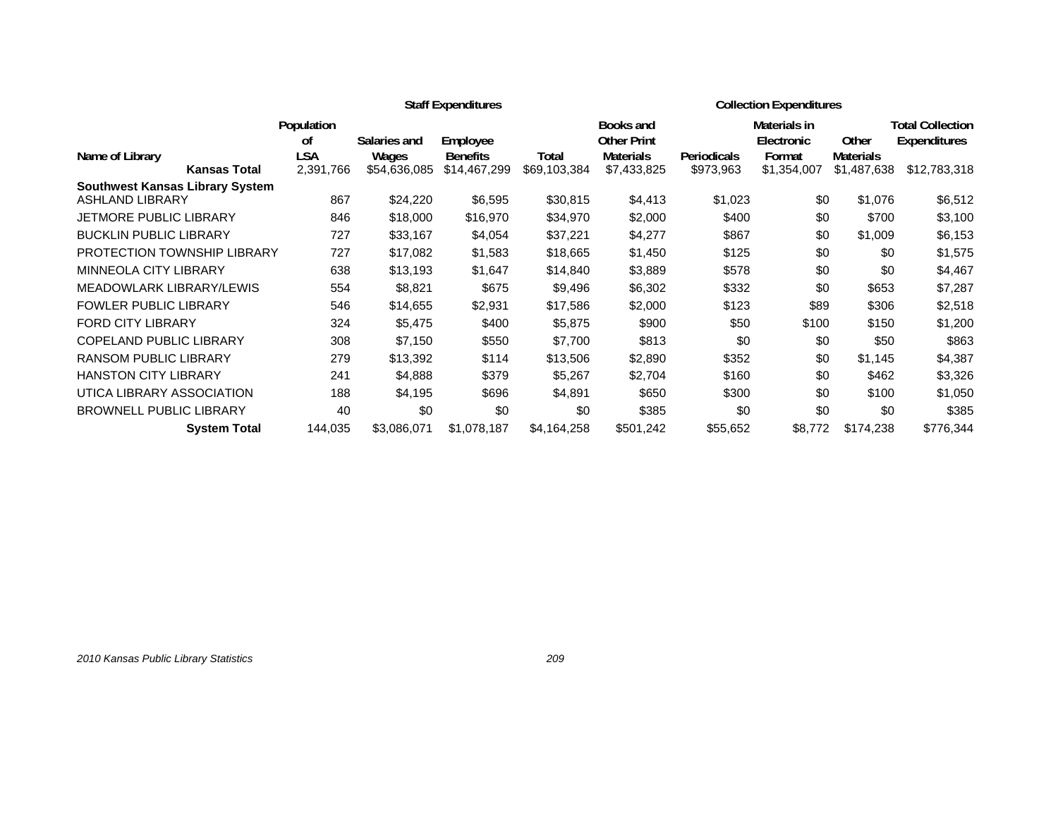| | | Staff Expenditures | | | Collection Expenditures | | | | |
|---|---|---|---|---|---|---|---|---|---|
| Name of Library | Population of LSA | Salaries and Wages | Employee Benefits | Total | Books and Other Print Materials | Periodicals | Materials in Electronic Format | Other Materials | Total Collection Expenditures |
| **Kansas Total** | 2,391,766 | $54,636,085 | $14,467,299 | $69,103,384 | $7,433,825 | $973,963 | $1,354,007 | $1,487,638 | $12,783,318 |
| **Southwest Kansas Library System** | | | | | | | | | |
| ASHLAND LIBRARY | 867 | $24,220 | $6,595 | $30,815 | $4,413 | $1,023 | $0 | $1,076 | $6,512 |
| JETMORE PUBLIC LIBRARY | 846 | $18,000 | $16,970 | $34,970 | $2,000 | $400 | $0 | $700 | $3,100 |
| BUCKLIN PUBLIC LIBRARY | 727 | $33,167 | $4,054 | $37,221 | $4,277 | $867 | $0 | $1,009 | $6,153 |
| PROTECTION TOWNSHIP LIBRARY | 727 | $17,082 | $1,583 | $18,665 | $1,450 | $125 | $0 | $0 | $1,575 |
| MINNEOLA CITY LIBRARY | 638 | $13,193 | $1,647 | $14,840 | $3,889 | $578 | $0 | $0 | $4,467 |
| MEADOWLARK LIBRARY/LEWIS | 554 | $8,821 | $675 | $9,496 | $6,302 | $332 | $0 | $653 | $7,287 |
| FOWLER PUBLIC LIBRARY | 546 | $14,655 | $2,931 | $17,586 | $2,000 | $123 | $89 | $306 | $2,518 |
| FORD CITY LIBRARY | 324 | $5,475 | $400 | $5,875 | $900 | $50 | $100 | $150 | $1,200 |
| COPELAND PUBLIC LIBRARY | 308 | $7,150 | $550 | $7,700 | $813 | $0 | $0 | $50 | $863 |
| RANSOM PUBLIC LIBRARY | 279 | $13,392 | $114 | $13,506 | $2,890 | $352 | $0 | $1,145 | $4,387 |
| HANSTON CITY LIBRARY | 241 | $4,888 | $379 | $5,267 | $2,704 | $160 | $0 | $462 | $3,326 |
| UTICA LIBRARY ASSOCIATION | 188 | $4,195 | $696 | $4,891 | $650 | $300 | $0 | $100 | $1,050 |
| BROWNELL PUBLIC LIBRARY | 40 | $0 | $0 | $0 | $385 | $0 | $0 | $0 | $385 |
| **System Total** | 144,035 | $3,086,071 | $1,078,187 | $4,164,258 | $501,242 | $55,652 | $8,772 | $174,238 | $776,344 |